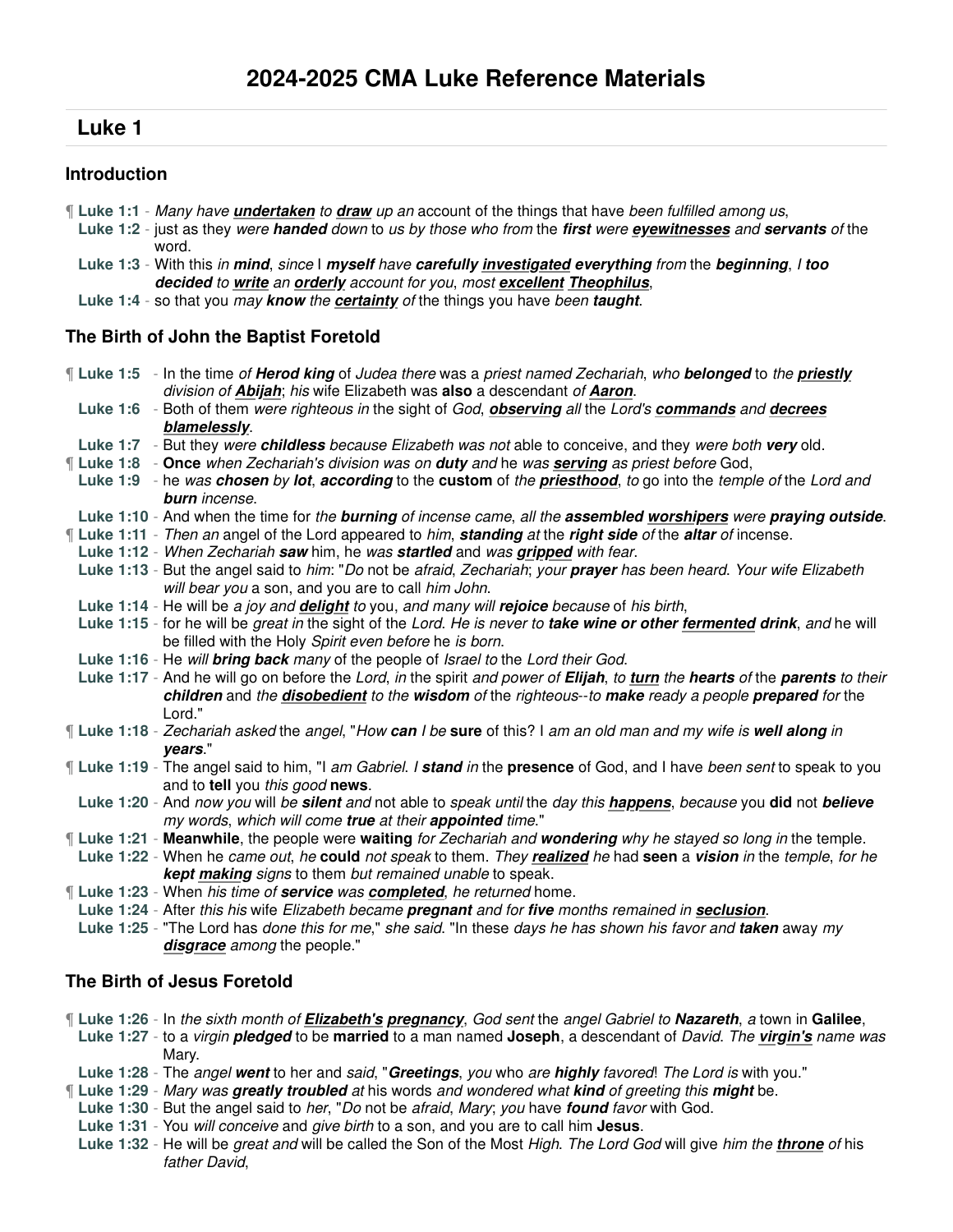# 2024-2025 CMA Luke Reference Materials

## Luke 1

### Introduction

¶ **Luke 1:1** - *Many have* ***undertaken*** *to* ***draw*** *up an* account of the things that have *been fulfilled among us*,
**Luke 1:2** - just as they *were* ***handed*** *down* to *us by those who from* the ***first*** *were* ***eyewitnesses*** *and* ***servants*** *of* the word.
**Luke 1:3** - With this *in* ***mind***, *since* I ***myself*** have ***carefully investigated everything*** *from* the ***beginning***, *I* ***too decided*** *to* ***write*** *an* ***orderly*** *account for you, most* ***excellent Theophilus***,
**Luke 1:4** - so that you *may* ***know*** *the* ***certainty*** *of* the things you have *been* ***taught***.

### The Birth of John the Baptist Foretold

¶ **Luke 1:5** - In the time *of* ***Herod king*** of *Judea there* was a *priest named Zechariah*, *who* **belonged** to *the* ***priestly*** *division of* ***Abijah***; *his* wife Elizabeth was **also** a descendant *of* ***Aaron***.
**Luke 1:6** - Both of them *were righteous in* the sight of *God*, ***observing*** *all* the *Lord's* ***commands*** *and* ***decrees blamelessly***.
**Luke 1:7** - But they *were* ***childless*** *because Elizabeth was not* able to conceive, and they *were both* ***very*** old.
¶ **Luke 1:8** - **Once** *when Zechariah's division was on* ***duty*** *and* he *was* ***serving*** *as priest before* God,
**Luke 1:9** - he *was* ***chosen*** *by* ***lot***, ***according*** to the **custom** of *the* ***priesthood***, *to* go into the *temple of* the *Lord and* ***burn*** *incense*.
**Luke 1:10** - And when the time for *the* ***burning*** *of incense came*, *all the* ***assembled worshipers*** *were* ***praying outside***.
¶ **Luke 1:11** - *Then an* angel of the Lord appeared to *him*, ***standing*** *at* the ***right side*** *of* the ***altar*** *of* incense.
**Luke 1:12** - *When Zechariah* **saw** him, he *was* ***startled*** and *was* ***gripped*** *with fear*.
**Luke 1:13** - But the angel said to *him*: "*Do* not be *afraid*, *Zechariah*; *your* **prayer** has been heard. *Your wife Elizabeth will bear you* a son, and you are to call *him John*.
**Luke 1:14** - He will be *a joy and* ***delight*** *to* you, *and many will* **rejoice** *because* of *his birth*,
**Luke 1:15** - for he will be *great in* the sight of the *Lord*. *He is never to* ***take wine or other fermented drink***, *and* he will be filled with the Holy *Spirit even before* he *is born*.
**Luke 1:16** - He *will* ***bring back*** many of the people of *Israel to* the *Lord their God*.
**Luke 1:17** - And he will go on before the *Lord*, *in* the spirit *and power of* ***Elijah***, *to* ***turn*** *the* ***hearts*** *of* the ***parents*** *to their* ***children*** and *the* ***disobedient*** *to the* ***wisdom*** *of* the *righteous--to* ***make*** *ready a people* ***prepared*** *for* the Lord."
¶ **Luke 1:18** - *Zechariah asked* the *angel*, "*How* ***can*** *I be* **sure** of this? I *am an old man and my wife is* ***well along*** *in* ***years***."
¶ **Luke 1:19** - The angel said to him, "I *am Gabriel*. *I* ***stand*** *in* the **presence** of God, and I have *been sent* to speak to you and to **tell** you *this good* **news**.
**Luke 1:20** - And *now you* will *be* ***silent*** *and* not able to *speak until* the *day this* ***happens***, *because* you **did** not ***believe*** *my words*, *which will come* ***true*** *at their* ***appointed*** *time*."
¶ **Luke 1:21** - **Meanwhile**, the people were **waiting** *for Zechariah and* ***wondering*** *why he stayed so long in* the temple.
**Luke 1:22** - When he *came out*, *he* **could** *not speak* to them. *They* ***realized*** *he* had **seen** a ***vision*** *in* the *temple*, *for he* ***kept making*** *signs* to them *but remained unable* to speak.
¶ **Luke 1:23** - When *his time of* ***service*** *was* ***completed***, *he returned* home.
**Luke 1:24** - After *this his* wife *Elizabeth became* ***pregnant*** *and for* ***five*** *months remained in* ***seclusion***.
**Luke 1:25** - "The Lord has *done this for me*," *she said*. "In these *days he has shown his favor and* ***taken*** away *my* ***disgrace*** *among* the people."

### The Birth of Jesus Foretold

¶ **Luke 1:26** - In *the sixth month of* ***Elizabeth's pregnancy***, *God sent* the *angel Gabriel to* ***Nazareth***, *a* town in **Galilee**,
**Luke 1:27** - to a *virgin* ***pledged*** to be **married** to a man named **Joseph**, a descendant of *David*. *The* ***virgin's*** *name was* Mary.
**Luke 1:28** - The *angel* ***went*** to her and *said*, "***Greetings***, *you* who *are* ***highly*** *favored*! *The Lord is* with you."
¶ **Luke 1:29** - *Mary was* ***greatly troubled*** *at* his words *and wondered what* ***kind*** *of greeting this* ***might*** be.
**Luke 1:30** - But the angel said to *her*, "*Do* not be *afraid*, *Mary*; *you* have ***found*** *favor* with God.
**Luke 1:31** - You *will conceive* and *give birth* to a son, and you are to call him **Jesus**.
**Luke 1:32** - He will be *great and* will be called the Son of the Most *High*. *The Lord God* will give *him the* ***throne*** *of* his *father David*,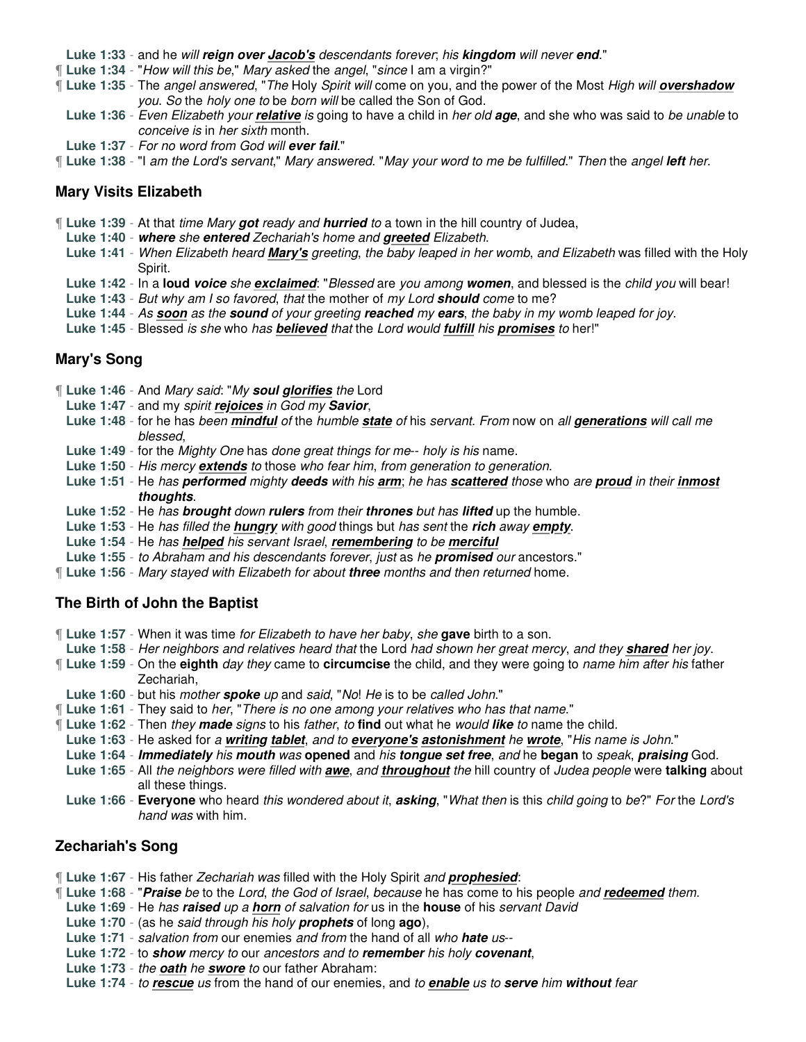**Luke 1:33** - and he *will **reign over** **Jacob's** descendants forever*; *his **kingdom** will never **end***."

¶ **Luke 1:34** - "*How will this be*," *Mary asked* the *angel*, "*since* I am a virgin?"

¶ **Luke 1:35** - The *angel answered*, "*The* Holy *Spirit will* come on you, and the power of the Most *High will **overshadow** you*. *So* the *holy one to* be *born will* be called the Son of God.

**Luke 1:36** - *Even Elizabeth your **relative** is* going to have a child in *her old **age***, and she who was said to *be unable* to *conceive is* in *her sixth* month.

**Luke 1:37** - *For no word from God will **ever fail***."

¶ **Luke 1:38** - "I *am the Lord's servant*," *Mary answered*. "*May your word to me be fulfilled*." *Then* the *angel **left** her*.

## Mary Visits Elizabeth

¶ **Luke 1:39** - At that *time Mary **got** ready and **hurried** to* a town in the hill country of Judea,

**Luke 1:40** - ***where** she **entered** Zechariah's home and **greeted** Elizabeth*.

**Luke 1:41** - *When Elizabeth heard **Mary's** greeting*, *the baby leaped in her womb*, *and Elizabeth* was filled with the Holy Spirit.

**Luke 1:42** - In a **loud *voice*** *she **exclaimed***: "*Blessed* are *you among **women***, and blessed is the *child you* will bear!

**Luke 1:43** - *But why am I so favored*, *that* the mother of *my Lord **should** come* to me?

**Luke 1:44** - *As **soon** as the **sound** of your greeting **reached** my **ears***, *the baby in my womb leaped for joy*.

**Luke 1:45** - Blessed *is she* who *has **believed** that* the *Lord would **fulfill** his **promises** to* her!"

## Mary's Song

¶ **Luke 1:46** - And *Mary said*: "*My **soul glorifies** the* Lord

**Luke 1:47** - and my *spirit **rejoices** in God my **Savior***,

**Luke 1:48** - for he has *been **mindful** of* the *humble **state** of* his *servant*. *From* now on *all **generations** will call me blessed*,

**Luke 1:49** - for the *Mighty One* has *done great things for me*-- *holy is his* name.

**Luke 1:50** - *His mercy **extends** to* those *who fear him*, *from generation to generation*.

**Luke 1:51** - He *has **performed** mighty **deeds** with his **arm***; *he has **scattered** those* who *are **proud** in their **inmost thoughts***.

**Luke 1:52** - He *has **brought** down **rulers** from their **thrones** but has **lifted*** up the humble.

**Luke 1:53** - He *has filled the **hungry** with good* things but *has sent* the ***rich** away **empty***.

**Luke 1:54** - He *has **helped** his servant Israel*, ***remembering** to be **merciful***

**Luke 1:55** - *to Abraham and his descendants forever*, *just* as *he **promised** our* ancestors."

¶ **Luke 1:56** - *Mary stayed with Elizabeth for about* **three** *months and then returned* home.

## The Birth of John the Baptist

¶ **Luke 1:57** - When it was time *for Elizabeth to have her baby*, *she* **gave** birth to a son.

**Luke 1:58** - *Her neighbors and relatives heard that* the Lord *had shown her great mercy*, *and they **shared** her joy*.

¶ **Luke 1:59** - On the **eighth** *day they* came to **circumcise** the child, and they were going to *name him after his* father Zechariah,

**Luke 1:60** - but his *mother **spoke** up* and *said*, "*No*! *He* is to be *called John*."

¶ **Luke 1:61** - They said to *her*, "*There is no one among your relatives who has that name*."

¶ **Luke 1:62** - Then *they **made** signs* to his *father*, *to* **find** out what he *would **like** to* name the child.

**Luke 1:63** - He asked for *a **writing tablet***, *and to **everyone's astonishment** he **wrote***, "*His name is John*."

**Luke 1:64** - ***Immediately** his **mouth** was* **opened** and *his **tongue set free***, *and* he **began** to *speak*, ***praising*** God.

**Luke 1:65** - All *the neighbors were filled with **awe***, *and **throughout** the* hill country of *Judea people* were **talking** about all these things.

**Luke 1:66** - **Everyone** who heard *this wondered about it*, ***asking***, "*What then* is this *child going* to *be*?" *For* the *Lord's hand was* with him.

## Zechariah's Song

¶ **Luke 1:67** - His father *Zechariah was* filled with the Holy Spirit *and **prophesied***:

¶ **Luke 1:68** - "***Praise** be* to the *Lord*, *the God of Israel*, *because* he has come to his people *and **redeemed** them*.

**Luke 1:69** - He *has **raised** up a **horn** of salvation for* us in the **house** of his *servant David*

**Luke 1:70** - (as he *said through his holy **prophets*** of long **ago**),

**Luke 1:71** - *salvation from* our enemies *and from* the hand of all *who **hate** us*--

**Luke 1:72** - to ***show** mercy to* our *ancestors and to **remember** his holy **covenant***,

**Luke 1:73** - *the **oath** he **swore** to* our father Abraham:

**Luke 1:74** - *to **rescue** us* from the hand of our enemies, and *to **enable** us to **serve** him **without** fear*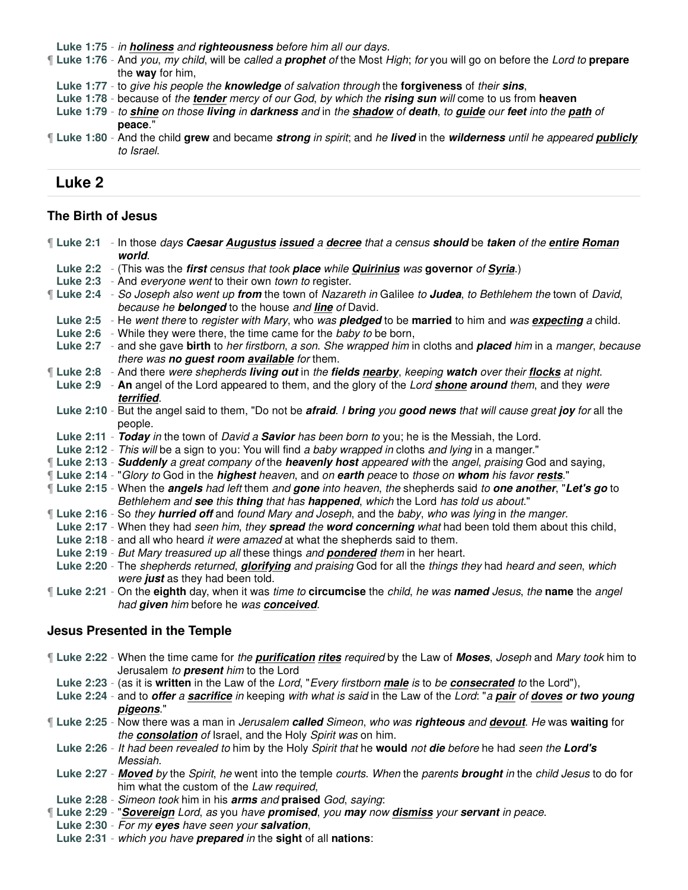**Luke 1:75** - *in **holiness** and **righteousness** before him all our days*.

¶ **Luke 1:76** - And *you*, *my child*, will be *called a **prophet** of* the Most *High*; *for* you will go on before the *Lord to* **prepare** the **way** for him,

**Luke 1:77** - to *give his people the **knowledge** of salvation through* the **forgiveness** of *their **sins***,

**Luke 1:78** - because of *the **tender** mercy of our God*, *by which the **rising sun** will* come to us from **heaven**

**Luke 1:79** - *to **shine** on those **living** in **darkness** and* in *the **shadow** of **death***, *to **guide** our **feet** into the **path** of* **peace**."

¶ **Luke 1:80** - And the child **grew** and became ***strong** in spirit*; and *he **lived*** in the ***wilderness** until he appeared **publicly** to Israel*.

## Luke 2

### The Birth of Jesus

¶ **Luke 2:1** - In those *days **Caesar Augustus issued** a **decree** that a census* **should** be ***taken** of the **entire Roman world***.

**Luke 2:2** - (This was the ***first** census that took **place** while **Quirinius** was* **governor** *of **Syria***.)

**Luke 2:3** - And *everyone went* to their own *town to* register.

¶ **Luke 2:4** - *So Joseph also went up **from*** the town of *Nazareth in* Galilee *to **Judea***, *to Bethlehem the* town of *David*, *because he **belonged*** to the house *and **line** of* David.

**Luke 2:5** - He *went there* to *register with Mary*, who *was **pledged*** to be **married** to him and *was **expecting** a* child.

**Luke 2:6** - While they were there, the time came for the *baby to* be born,

**Luke 2:7** - and she gave **birth** to *her firstborn*, *a son*. *She wrapped him* in cloths and ***placed*** him in a *manger*, *because there was **no guest room available** for* them.

¶ **Luke 2:8** - And there *were shepherds **living out*** in *the **fields nearby***, *keeping* **watch** over their ***flocks** at night*.

**Luke 2:9** - **An** angel of the Lord appeared to them, and the glory of the *Lord **shone around*** them, and they *were **terrified***.

**Luke 2:10** - But the angel said to them, "Do not be ***afraid***. *I **bring*** you **good news** that will cause great ***joy** for* all the people.

**Luke 2:11** - ***Today** in* the town of *David a **Savior*** has been born *to* you; he is the Messiah, the Lord.

**Luke 2:12** - *This will* be a sign to you: You will find *a baby wrapped in* cloths *and lying* in a manger."

¶ **Luke 2:13** - ***Suddenly** a great company of* the ***heavenly host** appeared with* the *angel*, *praising* God and saying,

¶ **Luke 2:14** - "*Glory to* God in the ***highest*** heaven, and *on **earth*** peace to *those on **whom** his favor **rests***."

¶ **Luke 2:15** - When the ***angels** had left* them *and **gone** into heaven*, *the* shepherds said *to **one another***, "***Let's go*** to *Bethlehem and **see** this **thing** that has **happened***, *which* the Lord *has told us about*."

¶ **Luke 2:16** - So *they **hurried off*** and *found Mary and Joseph*, and the *baby*, *who was lying* in *the manger*.

**Luke 2:17** - When they had *seen him*, *they **spread** the **word concerning** what* had been told them about this child,

**Luke 2:18** - and all who heard *it were amazed* at what the shepherds said to them.

**Luke 2:19** - *But Mary treasured up all* these things *and **pondered*** them in her heart.

**Luke 2:20** - The *shepherds returned*, ***glorifying** and praising* God for all the *things they* had *heard and seen*, *which were **just*** as they had been told.

¶ **Luke 2:21** - On the **eighth** day, when it was *time to* **circumcise** the *child*, *he was **named** Jesus*, *the* **name** the *angel had **given** him* before he *was **conceived***.

### Jesus Presented in the Temple

¶ **Luke 2:22** - When the time came for *the **purification rites** required* by the Law of ***Moses***, *Joseph* and *Mary took* him to Jerusalem *to **present** him* to the Lord

**Luke 2:23** - (as it is **written** in the Law of the *Lord*, "*Every firstborn **male** is* to *be **consecrated** to* the Lord"),

**Luke 2:24** - and to ***offer** a **sacrifice** in* keeping *with what is said* in the Law of the *Lord*: "*a **pair** of **doves or two young pigeons***."

¶ **Luke 2:25** - Now there was a man in *Jerusalem **called*** Simeon, *who was* **righteous** *and **devout***. *He* was **waiting** for *the **consolation** of* Israel, and the Holy *Spirit was* on him.

**Luke 2:26** - *It had been revealed to* him by the Holy *Spirit that* he **would** *not **die** before* he had *seen the **Lord's** Messiah*.

**Luke 2:27** - ***Moved** by* the *Spirit*, *he* went into the temple *courts*. *When* the *parents* **brought** *in* the *child Jesus* to do for him what the custom of the *Law required*,

**Luke 2:28** - *Simeon took* him in his ***arms** and* **praised** *God*, *saying*:

¶ **Luke 2:29** - "***Sovereign** Lord*, *as* you *have **promised***, *you **may** now **dismiss*** your ***servant** in peace*.

**Luke 2:30** - *For my **eyes** have seen your **salvation***,

**Luke 2:31** - *which you have **prepared** in* the **sight** of all **nations**: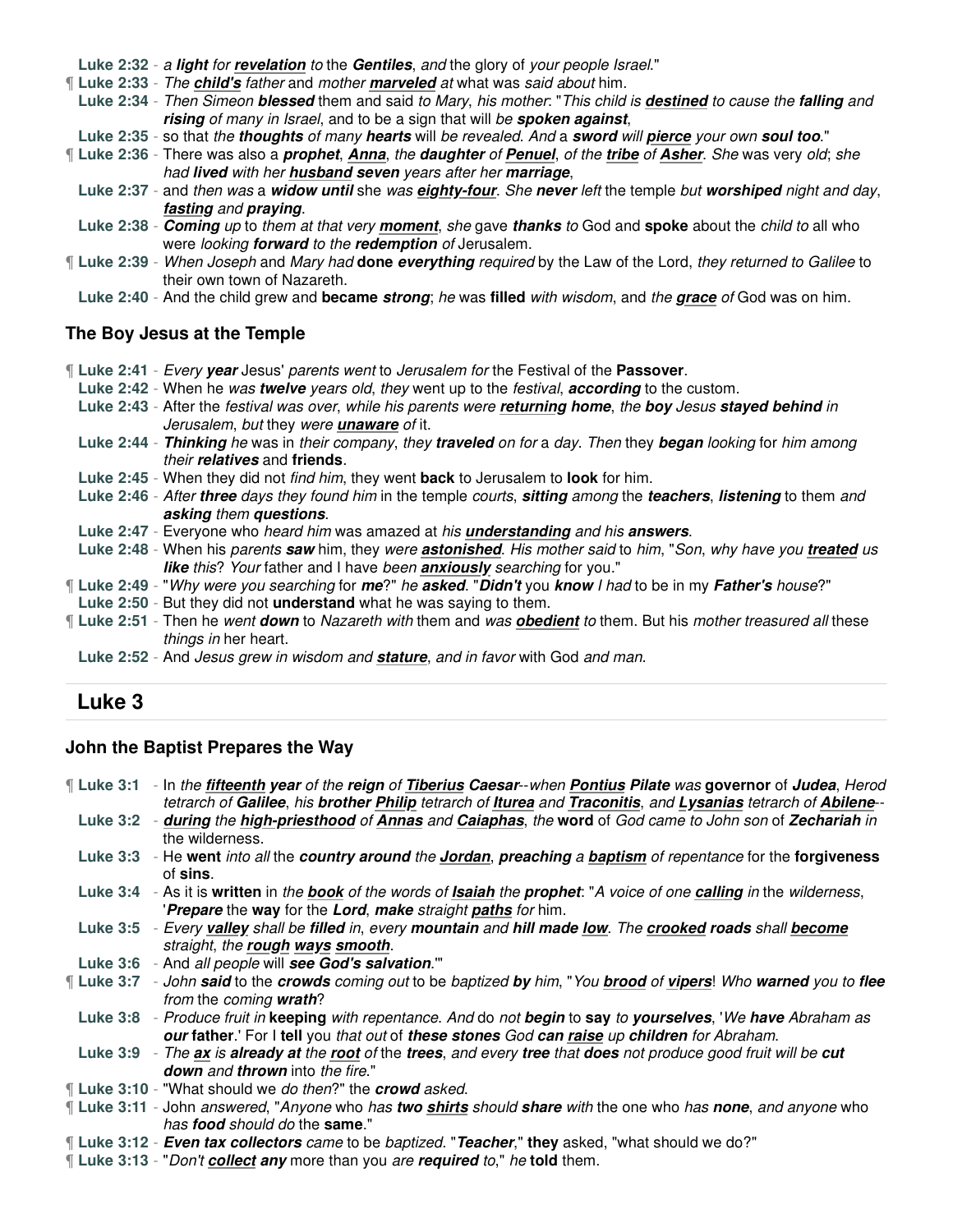**Luke 2:32** - *a **light** for **revelation** to* the ***Gentiles**, and* the glory of *your people Israel*."

¶ **Luke 2:33** - *The **child's** father* and *mother **marveled** at* what was *said about* him.

**Luke 2:34** - *Then Simeon **blessed*** them and said *to Mary*, *his mother*: "*This child is **destined** to cause the **falling** and **rising** of many in Israel*, and to be a sign that will *be **spoken against***,

**Luke 2:35** - so that *the **thoughts** of many **hearts*** will *be revealed*. *And* a ***sword** will **pierce*** your own ***soul too***."

¶ **Luke 2:36** - There was also a ***prophet***, ***Anna***, *the **daughter** of **Penuel***, *of the **tribe** of **Asher***. *She* was very *old*; *she had **lived*** with her ***husband seven*** years after her ***marriage***,

**Luke 2:37** - and *then was* a ***widow until*** she *was **eighty-four***. *She **never** left* the temple *but **worshiped** night and day*, ***fasting*** *and **praying***.

**Luke 2:38** - ***Coming** up* to *them at that very **moment***, *she* gave ***thanks** to* God and **spoke** about the *child to* all who were *looking **forward** to the **redemption** of* Jerusalem.

¶ **Luke 2:39** - *When Joseph* and *Mary had* **done *everything*** *required* by the Law of the Lord, *they returned to Galilee* to their own town of Nazareth.

**Luke 2:40** - And the child grew and **became *strong***; *he* was **filled** *with wisdom*, and *the **grace** of* God was on him.

### The Boy Jesus at the Temple

¶ **Luke 2:41** - *Every **year*** Jesus' *parents went* to *Jerusalem for* the Festival of the **Passover**.

**Luke 2:42** - When he *was **twelve*** years *old*, *they* went up to the *festival*, ***according*** to the custom.

**Luke 2:43** - After the *festival was over*, *while his parents were **returning home***, *the **boy*** Jesus ***stayed behind*** *in Jerusalem*, *but* they *were **unaware** of* it.

**Luke 2:44** - ***Thinking*** *he* was in *their company*, *they **traveled** on for* a *day*. *Then* they ***began*** *looking* for *him among their **relatives*** and **friends**.

**Luke 2:45** - When they did not *find him*, they went **back** to Jerusalem to **look** for him.

**Luke 2:46** - *After **three*** days *they found him* in the temple *courts*, ***sitting*** *among* the ***teachers***, ***listening*** to them *and **asking*** them ***questions***.

**Luke 2:47** - Everyone who *heard him* was amazed at *his **understanding*** and his ***answers***.

**Luke 2:48** - When his *parents **saw*** him, they *were **astonished***. *His mother said* to *him*, "*Son*, *why have you **treated** us **like** this*? *Your* father and I have *been **anxiously*** searching for you."

¶ **Luke 2:49** - "*Why were you searching* for ***me***?" *he **asked***. "***Didn't*** you ***know*** *I had* to be in my ***Father's*** *house*?"

**Luke 2:50** - But they did not **understand** what he was saying to them.

¶ **Luke 2:51** - Then he *went **down*** to *Nazareth with* them and *was **obedient** to* them. But his *mother treasured all* these *things in* her heart.

**Luke 2:52** - And *Jesus grew in wisdom and **stature***, *and in favor* with God *and man*.

## Luke 3

### John the Baptist Prepares the Way

¶ **Luke 3:1** - In *the **fifteenth year*** *of the* ***reign*** *of **Tiberius Caesar***--*when **Pontius Pilate*** *was* **governor** of ***Judea***, *Herod tetrarch of **Galilee***, *his **brother Philip*** *tetrarch of **Iturea*** *and **Traconitis***, *and **Lysanias*** *tetrarch of **Abilene***--

**Luke 3:2** - ***during*** *the **high-priesthood** of **Annas*** and ***Caiaphas***, *the* **word** of *God came to John son* of ***Zechariah*** *in* the wilderness.

**Luke 3:3** - He **went** *into all* the ***country around*** *the **Jordan***, ***preaching*** *a **baptism*** *of repentance* for the **forgiveness** of **sins**.

**Luke 3:4** - As it is **written** in *the **book** of the words of **Isaiah*** *the **prophet***: "*A voice of one **calling** in* the *wilderness*, '***Prepare*** the **way** for the ***Lord***, ***make*** *straight **paths** for* him.

**Luke 3:5** - *Every **valley*** *shall be **filled*** in, *every* **mountain** and **hill made *low***. *The **crooked roads*** *shall **become*** *straight*, *the **rough ways smooth***.

**Luke 3:6** - And *all people* will ***see God's salvation***.'"

¶ **Luke 3:7** - *John **said*** to the ***crowds*** *coming out* to be *baptized **by*** him, "*You **brood** of **vipers***! *Who **warned** you to **flee** from* the *coming **wrath***?

**Luke 3:8** - *Produce fruit in* **keeping** *with repentance. And* do *not **begin*** to **say** *to **yourselves***, '*We **have*** Abraham *as **our*** **father**.' For I **tell** you *that out* of ***these stones*** *God **can raise*** up ***children*** for Abraham.

**Luke 3:9** - *The **ax** is **already at** the **root** of* the ***trees***, *and every **tree*** that ***does*** not produce good fruit will be ***cut down*** and ***thrown*** into *the fire*."

¶ **Luke 3:10** - "What should we *do then*?" the ***crowd*** *asked*.

¶ **Luke 3:11** - John *answered*, "*Anyone* who *has **two shirts*** *should **share** with* the one who *has **none***, *and anyone* who *has **food*** *should do* the **same**."

¶ **Luke 3:12** - ***Even tax collectors*** *came* to be *baptized*. "***Teacher***," **they** asked, "what should we do?"

¶ **Luke 3:13** - "*Don't **collect any*** more than you *are **required** to*," *he* **told** them.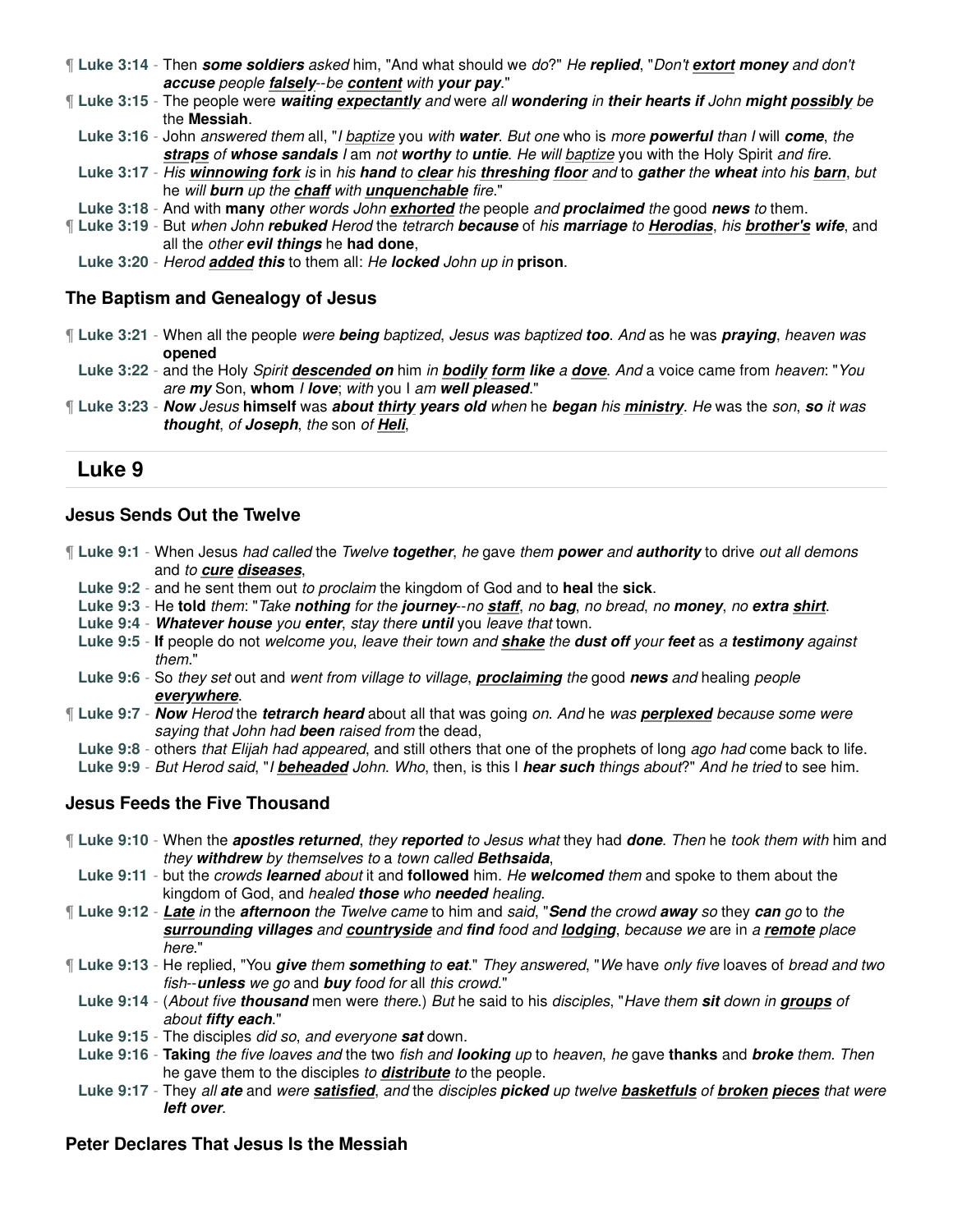¶ **Luke 3:14** - Then ***some soldiers*** *asked* him, "And what should we *do*?" *He* ***replied***, "*Don't* ***extort money*** *and don't* ***accuse*** *people* ***falsely***--*be* ***content*** *with* ***your pay***."

¶ **Luke 3:15** - The people were ***waiting expectantly*** *and* were *all* ***wondering*** *in* ***their hearts if*** *John* ***might possibly*** *be* the **Messiah**.

**Luke 3:16** - John *answered them* all, "*I baptize* you *with* ***water***. *But one* who is *more* ***powerful*** *than I* will ***come***, *the* ***straps*** *of* ***whose sandals*** *I* am *not* ***worthy*** *to* ***untie***. *He will baptize* you with the Holy Spirit *and fire*.

**Luke 3:17** - *His* ***winnowing fork*** *is* in *his* ***hand*** *to* ***clear*** *his* ***threshing floor*** *and* to ***gather*** *the* ***wheat*** *into his* ***barn***, *but* he *will* ***burn*** *up the* ***chaff*** *with* ***unquenchable*** *fire*."

**Luke 3:18** - And with **many** *other words John* ***exhorted*** *the* people *and* ***proclaimed*** *the* good ***news*** *to* them.

¶ **Luke 3:19** - But *when John* ***rebuked*** *Herod* the *tetrarch* ***because*** of *his* ***marriage*** *to* ***Herodias***, *his* ***brother's wife***, and all the *other* ***evil things*** he **had done**,

**Luke 3:20** - *Herod* ***added this*** to them all: *He* ***locked*** *John up in* **prison**.

### The Baptism and Genealogy of Jesus

¶ **Luke 3:21** - When all the people *were* ***being*** *baptized*, *Jesus was baptized* ***too***. *And* as he was ***praying***, *heaven was* **opened**

**Luke 3:22** - and the Holy *Spirit* ***descended on*** him *in* ***bodily form like*** *a* ***dove***. *And* a voice came from *heaven*: "*You are* ***my*** Son, **whom** *I* ***love***; *with* you I *am* ***well pleased***."

¶ **Luke 3:23** - ***Now*** *Jesus* **himself** was ***about thirty years old*** *when* he ***began*** *his* ***ministry***. *He* was the *son*, ***so*** *it was* ***thought***, *of* ***Joseph***, *the* son *of* ***Heli***,

## Luke 9

### Jesus Sends Out the Twelve

¶ **Luke 9:1** - When Jesus *had called* the *Twelve* ***together***, *he* gave *them* ***power*** *and* ***authority*** to drive *out all demons* and *to* ***cure diseases***,

**Luke 9:2** - and he sent them out *to proclaim* the kingdom of God and to **heal** the **sick**.

**Luke 9:3** - He **told** *them*: "*Take* ***nothing*** *for the* ***journey***--*no* ***staff***, *no* ***bag***, *no bread*, *no* ***money***, *no* ***extra shirt***.

**Luke 9:4** - ***Whatever house*** *you* ***enter***, *stay there* ***until*** you *leave that* town.

**Luke 9:5** - **If** people do not *welcome you*, *leave their town and* ***shake*** *the* ***dust off*** *your* ***feet*** as *a* ***testimony*** *against them*."

**Luke 9:6** - So *they set* out and *went from village to village*, ***proclaiming*** *the* good ***news*** *and* healing *people* ***everywhere***.

¶ **Luke 9:7** - ***Now*** *Herod* the ***tetrarch heard*** about all that was going *on*. *And* he *was* ***perplexed*** *because some were saying that John had* ***been*** *raised from* the dead,

**Luke 9:8** - others *that Elijah had appeared*, and still others that one of the prophets of long *ago had* come back to life.

**Luke 9:9** - *But Herod said*, "*I* ***beheaded*** *John*. *Who*, then, is this I ***hear such*** *things about*?" *And he tried* to see him.

### Jesus Feeds the Five Thousand

¶ **Luke 9:10** - When the ***apostles returned***, *they* ***reported*** *to Jesus what* they had ***done***. *Then* he *took them with* him and *they* ***withdrew*** *by themselves to* a *town called* ***Bethsaida***,

**Luke 9:11** - but the *crowds* ***learned*** *about* it and **followed** him. *He* ***welcomed*** *them* and spoke to them about the kingdom of God, and *healed* ***those*** *who* ***needed*** *healing*.

¶ **Luke 9:12** - ***Late*** *in* the ***afternoon*** *the Twelve came* to him and *said*, "***Send*** *the crowd* ***away*** *so* they ***can*** *go* to *the* ***surrounding villages*** *and* ***countryside*** *and* ***find*** food and ***lodging***, *because we* are in *a* ***remote*** place *here*."

¶ **Luke 9:13** - He replied, "You ***give*** *them* ***something*** *to* ***eat***." *They answered*, "*We* have *only five* loaves of *bread and two fish*--***unless*** *we go* and ***buy*** *food for* all *this crowd*."

**Luke 9:14** - (*About five* ***thousand*** men were *there*.) *But* he said to his *disciples*, "*Have them* ***sit*** down *in* ***groups*** *of about* ***fifty each***."

**Luke 9:15** - The disciples *did so*, *and everyone* ***sat*** down.

**Luke 9:16** - **Taking** *the five loaves and* the two *fish and* ***looking*** *up* to *heaven*, *he* gave **thanks** and ***broke*** *them*. *Then* he gave them to the disciples *to* ***distribute*** *to* the people.

**Luke 9:17** - They *all* ***ate*** and *were* ***satisfied***, *and* the *disciples* ***picked*** *up twelve* ***basketfuls*** *of* ***broken pieces*** *that were* ***left over***.

### Peter Declares That Jesus Is the Messiah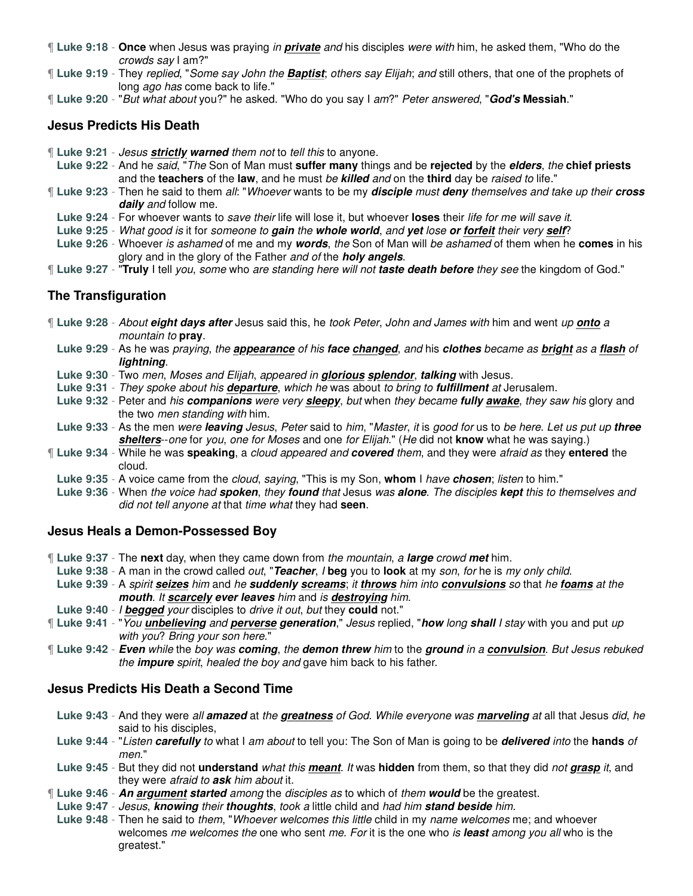¶ **Luke 9:18** - **Once** when Jesus was praying *in* ***private*** *and* his disciples *were with* him, he asked them, "Who do the *crowds say* I am?"

¶ **Luke 9:19** - They *replied*, "*Some say John the* ***Baptist***; *others say Elijah*; *and* still others, that one of the prophets of long *ago has* come back to life."

¶ **Luke 9:20** - "*But what about* you?" he asked. "Who do you say I *am*?" *Peter answered*, "***God's*** **Messiah**."

## Jesus Predicts His Death

¶ **Luke 9:21** - *Jesus* ***strictly warned*** *them not* to *tell this* to anyone.

**Luke 9:22** - And he *said*, "*The* Son of Man must **suffer many** things and be **rejected** by the ***elders***, *the* **chief priests** and the **teachers** of the **law**, and he must *be* ***killed*** *and* on the **third** day be *raised to* life."

¶ **Luke 9:23** - Then he said to them *all*: "*Whoever* wants to be my ***disciple*** *must* ***deny*** *themselves and take up their* ***cross daily*** *and* follow me.

**Luke 9:24** - For whoever wants to *save their* life will lose it, but whoever **loses** their *life for me will save it*.

**Luke 9:25** - *What good is* it for *someone to* ***gain*** *the* ***whole world***, *and* ***yet*** *lose* ***or forfeit*** *their very* ***self***?

**Luke 9:26** - Whoever *is ashamed* of me and my ***words***, *the* Son of Man will *be ashamed* of them when he **comes** in his glory and in the glory of the Father *and of* the ***holy angels***.

¶ **Luke 9:27** - "**Truly** I tell *you*, *some* who *are standing here will not* ***taste death before*** *they see* the kingdom of God."

## The Transfiguration

¶ **Luke 9:28** - *About* ***eight days after*** Jesus said this, he *took Peter*, *John and James with* him and went *up* ***onto*** *a mountain to* **pray**.

**Luke 9:29** - As he was *praying*, *the* ***appearance*** *of his* ***face changed***, *and* his ***clothes*** *became as* ***bright*** *as a* ***flash*** *of* ***lightning***.

**Luke 9:30** - Two *men*, *Moses and Elijah*, *appeared in* ***glorious splendor***, ***talking*** with Jesus.

**Luke 9:31** - *They spoke about his* ***departure***, *which he* was about *to bring to* ***fulfillment*** *at* Jerusalem.

**Luke 9:32** - Peter and *his* ***companions*** *were very* ***sleepy***, *but* when *they became* ***fully awake***, *they saw his* glory and the two *men standing with* him.

**Luke 9:33** - As the men *were* ***leaving*** Jesus, *Peter* said to *him*, "*Master*, *it* is *good for* us to *be here. Let us put up* ***three shelters***--*one* for *you*, *one for Moses* and one *for Elijah*." (*He* did not **know** what he was saying.)

¶ **Luke 9:34** - While he was **speaking**, a *cloud appeared and* ***covered*** *them*, and they were *afraid as* they **entered** the cloud.

**Luke 9:35** - A voice came from the *cloud*, *saying*, "This is my Son, **whom** I *have* ***chosen***; *listen* to him."

**Luke 9:36** - When *the voice had* ***spoken***, *they* ***found*** *that* Jesus *was* ***alone***. *The disciples* ***kept*** *this to themselves and did not tell anyone at* that *time what* they had **seen**.

## Jesus Heals a Demon-Possessed Boy

¶ **Luke 9:37** - The **next** day, when they came down from *the mountain*, *a* ***large*** *crowd* ***met*** him.

**Luke 9:38** - A man in the crowd called *out*, "***Teacher***, *I* **beg** you to **look** at my *son*, *for* he is *my only child*.

**Luke 9:39** - A *spirit* ***seizes*** him and *he* ***suddenly screams***; *it* ***throws*** him into ***convulsions*** *so* that *he* ***foams*** *at the* ***mouth***. *It* ***scarcely*** ***ever leaves*** him and *is* ***destroying*** *him*.

**Luke 9:40** - *I* ***begged*** *your* disciples to *drive it out*, *but* they **could** not."

¶ **Luke 9:41** - "*You* ***unbelieving*** *and* ***perverse generation***," *Jesus* replied, "***how*** *long* ***shall*** *I stay* with you and put *up with you*? *Bring your son here*."

¶ **Luke 9:42** - ***Even*** *while* the *boy was* ***coming***, *the* ***demon threw*** *him* to the ***ground*** *in a* ***convulsion***. *But Jesus rebuked the* ***impure*** *spirit*, *healed the boy and* gave him back to his father.

## Jesus Predicts His Death a Second Time

**Luke 9:43** - And they were *all* ***amazed*** at *the* ***greatness*** *of God*. *While everyone was* ***marveling*** *at* all that Jesus *did*, *he* said to his disciples,

**Luke 9:44** - "*Listen* ***carefully*** *to* what I *am about* to tell you: The Son of Man is going to be ***delivered*** *into* the **hands** *of men*."

**Luke 9:45** - But they did not **understand** *what this* ***meant***. *It* was **hidden** from them, so that they did *not* ***grasp*** *it*, and they were *afraid to* ***ask*** *him about* it.

¶ **Luke 9:46** - ***An argument started*** *among* the *disciples as* to which of *them* ***would*** be the greatest.

**Luke 9:47** - *Jesus*, ***knowing*** *their* ***thoughts***, *took a* little child and *had him* ***stand beside*** *him*.

**Luke 9:48** - Then he said to *them*, "*Whoever welcomes this little* child in my *name welcomes* me; and whoever welcomes *me welcomes the* one who sent *me*. *For* it is the one who *is* ***least*** *among you all* who is the greatest."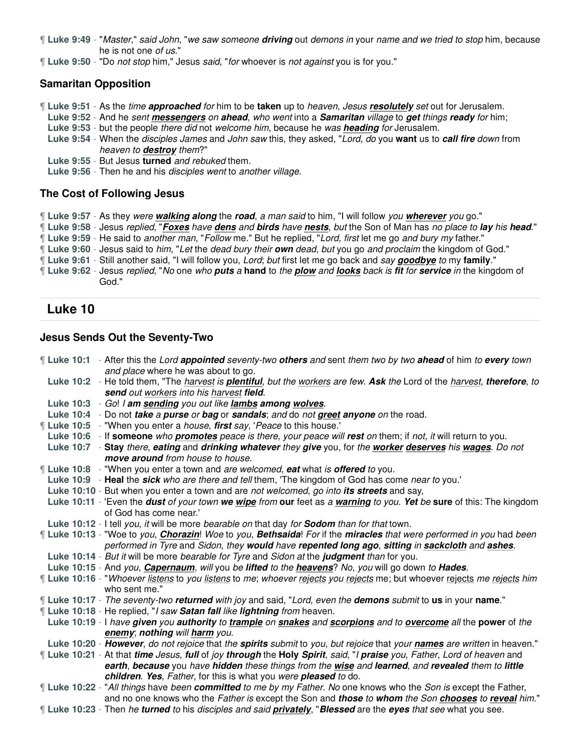¶ **Luke 9:49** - "*Master*," *said John*, "*we saw someone* ***driving*** out *demons in* your *name and we tried to stop* him, because he is not one *of us*."

¶ **Luke 9:50** - "Do *not stop* him," Jesus *said*, "*for* whoever is *not against* you is for you."

### Samaritan Opposition

¶ **Luke 9:51** - As the *time* ***approached*** *for* him to be **taken** up to *heaven*, *Jesus* ***resolutely*** *set* out for Jerusalem.

**Luke 9:52** - And he *sent* ***messengers*** *on* ***ahead***, *who went* into a ***Samaritan*** *village* to ***get*** *things* ***ready*** *for* him;

**Luke 9:53** - but the people *there did* not *welcome him*, because he *was* ***heading*** *for* Jerusalem.

**Luke 9:54** - When the *disciples James* and *John saw* this, they asked, "*Lord*, *do* you **want** us to ***call fire*** *down* from *heaven to* ***destroy*** *them*?"

**Luke 9:55** - But Jesus **turned** *and rebuked* them.

**Luke 9:56** - Then he and his *disciples went* to *another village*.

### The Cost of Following Jesus

¶ **Luke 9:57** - As they *were* ***walking along*** the ***road***, *a man said* to him, "I will follow *you* ***wherever*** *you* go."

¶ **Luke 9:58** - Jesus *replied*, "***Foxes*** *have* ***dens*** *and* ***birds*** *have* ***nests***, *but* the Son of Man has *no place to* ***lay*** his ***head***."

¶ **Luke 9:59** - He said to *another man*, "*Follow* me." But he replied, "*Lord*, *first* let me go *and bury my* father."

¶ **Luke 9:60** - Jesus said to *him*, "*Let* the *dead bury their* ***own*** *dead*, *but* you go *and proclaim* the kingdom of God."

¶ **Luke 9:61** - Still another said, "I will follow you, *Lord*; *but* first let me go back and *say* ***goodbye*** *to* my **family**."

¶ **Luke 9:62** - Jesus *replied*, "*No* one *who* ***puts*** *a* **hand** to *the* ***plow*** *and* ***looks*** *back is* ***fit*** *for* ***service*** *in* the kingdom of God."

## Luke 10

### Jesus Sends Out the Seventy-Two

¶ **Luke 10:1** - After this the *Lord* ***appointed*** *seventy-two* ***others*** *and* sent *them two by two* ***ahead*** of him *to* ***every*** *town and place* where he was about to go.

**Luke 10:2** - He told them, "The harvest *is* ***plentiful***, *but the* workers *are few.* ***Ask*** *the* Lord of the harvest, ***therefore***, *to* ***send*** *out* workers *into his* harvest ***field***.

**Luke 10:3** - *Go*! *I* ***am sending*** *you out like* ***lambs among wolves***.

**Luke 10:4** - Do not ***take*** *a* ***purse*** *or* ***bag*** or ***sandals***; *and* do *not* ***greet anyone*** *on* the road.

¶ **Luke 10:5** - "When you enter a *house*, ***first*** *say*, '*Peace* to this house.'

**Luke 10:6** - If **someone** *who* ***promotes*** *peace is there*, *your peace will* ***rest*** *on* them; if *not*, *it* will return to you.

**Luke 10:7** - **Stay** *there*, ***eating*** and ***drinking whatever*** *they* ***give*** you, for *the* ***worker deserves*** *his* ***wages***. *Do not* ***move around*** *from house to house*.

¶ **Luke 10:8** - "When you enter a town and *are welcomed*, ***eat*** what *is* ***offered*** *to* you.

**Luke 10:9** - **Heal** the ***sick*** *who are there and tell* them, 'The kingdom of God has come *near to* you.'

**Luke 10:10** - But when you enter a town and are *not welcomed*, *go into* ***its streets*** and say,

**Luke 10:11** - 'Even the ***dust*** *of your town* ***we wipe*** *from* **our** feet as *a* ***warning*** *to you.* ***Yet*** *be* **sure** of this: The kingdom of God has come near.'

**Luke 10:12** - I tell *you*, *it* will be more *bearable on* that day *for* ***Sodom*** *than for that* town.

¶ **Luke 10:13** - "Woe to *you*, ***Chorazin***! *Woe* to *you*, ***Bethsaida***! *For* if the ***miracles*** *that were performed in you* had *been performed in Tyre* and *Sidon*, *they* ***would*** *have* ***repented long ago***, ***sitting*** *in* ***sackcloth*** and ***ashes***.

**Luke 10:14** - *But it* will be more *bearable for Tyre* and *Sidon at* the ***judgment*** *than* for you.

**Luke 10:15** - And *you*, ***Capernaum***, *will* you *be* ***lifted*** *to the* ***heavens***? *No*, *you* will go down *to* ***Hades***.

¶ **Luke 10:16** - "*Whoever* listens to *you* listens to *me*; *whoever* rejects *you* rejects me; but whoever rejects *me* rejects *him* who sent me."

¶ **Luke 10:17** - *The seventy-two* ***returned*** *with joy* and said, "*Lord*, *even the* ***demons*** *submit* to **us** in your **name**."

¶ **Luke 10:18** - He replied, "*I saw* ***Satan fall*** *like* ***lightning*** *from* heaven.

**Luke 10:19** - I *have* ***given*** *you* ***authority*** *to* ***trample*** *on* ***snakes*** *and* ***scorpions*** *and to* ***overcome*** *all* the **power** of *the* ***enemy***; ***nothing*** *will* ***harm*** *you*.

**Luke 10:20** - ***However***, *do not rejoice* that *the* ***spirits*** *submit* to *you*, *but rejoice* that *your* ***names*** *are written* in heaven."

¶ **Luke 10:21** - At that ***time*** *Jesus*, ***full*** of *joy* ***through*** the **Holy** ***Spirit***, *said*, "*I* ***praise*** *you*, *Father*, *Lord of heaven* and ***earth***, ***because*** you *have* ***hidden*** *these things from the* ***wise*** *and* ***learned***, *and* ***revealed*** *them to* ***little children***. ***Yes***, *Father*, for this is what you *were* ***pleased*** *to* do.

¶ **Luke 10:22** - "*All things* have *been* ***committed*** *to me by my Father*. *No* one knows who the *Son is* except the Father, and no one knows who the *Father is* except the Son and ***those*** *to* ***whom*** *the Son* ***chooses*** *to* ***reveal*** *him*."

¶ **Luke 10:23** - Then *he* ***turned*** *to* his *disciples and said* ***privately***, "***Blessed*** are the ***eyes*** *that see* what you see.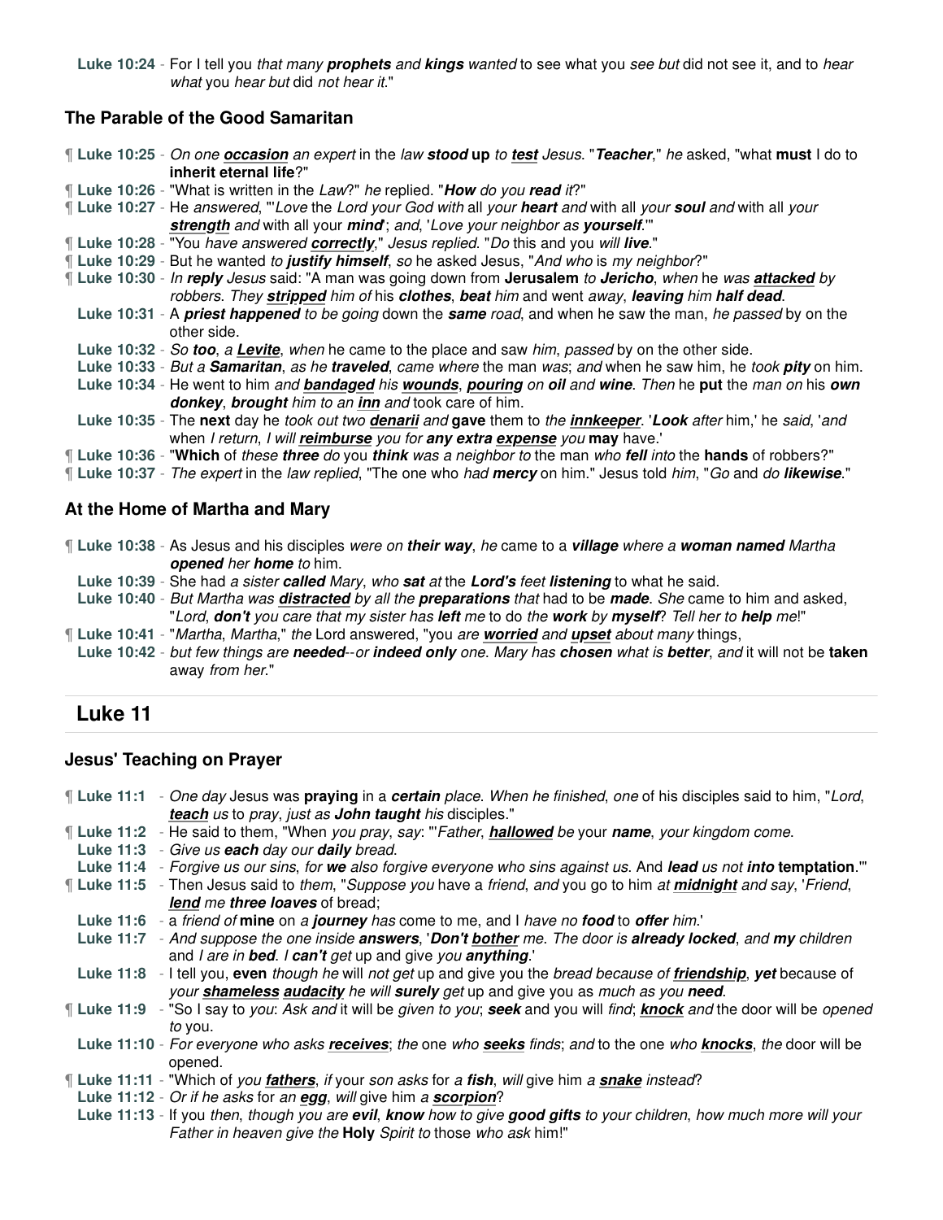**Luke 10:24** - For I tell you *that many **prophets** and **kings** wanted* to see what you *see but* did not see it, and to *hear what* you *hear but* did *not hear it*."

### The Parable of the Good Samaritan

¶ **Luke 10:25** - *On one **occasion** an expert* in the *law* **stood up** *to **test*** Jesus. "***Teacher***," *he* asked, "what **must** I do to **inherit eternal life**?"

¶ **Luke 10:26** - "What is written in the *Law*?" *he* replied. "***How*** *do you **read** it*?"

¶ **Luke 10:27** - He *answered*, "'*Love* the *Lord your God with* all *your* **heart** *and* with all *your **soul** and* with all *your **strength** and* with all your ***mind***'; *and*, '*Love your neighbor as **yourself***.'"

¶ **Luke 10:28** - "You *have answered **correctly**,*" *Jesus replied*. "*Do* this and you *will **live***."

¶ **Luke 10:29** - But he wanted *to **justify himself***, *so* he asked Jesus, "*And who* is *my neighbor*?"

¶ **Luke 10:30** - *In **reply** Jesus* said: "A man was going down from **Jerusalem** *to **Jericho***, *when* he *was **attacked** by robbers*. *They **stripped*** him *of* his ***clothes***, ***beat*** him and went *away*, ***leaving*** him ***half dead***.

**Luke 10:31** - A ***priest happened*** *to be going* down the ***same*** *road*, and when he saw the man, *he passed* by on the other side.

**Luke 10:32** - *So **too***, *a **Levite***, *when* he came to the place and saw *him*, *passed* by on the other side.

**Luke 10:33** - *But a **Samaritan***, *as he **traveled***, *came where* the man *was*; *and* when he saw him, he *took **pity*** on him.

**Luke 10:34** - He went to him *and **bandaged*** *his **wounds***, ***pouring*** *on **oil*** and ***wine***. *Then* he **put** the *man on* his ***own donkey***, ***brought*** *him to an **inn*** *and* took care of him.

**Luke 10:35** - The **next** day he *took out two **denarii*** *and* **gave** them to *the **innkeeper***. '***Look*** *after* him,' he *said*, '*and* when *I return*, *I will **reimburse*** *you for **any extra expense*** *you* **may** have.'

¶ **Luke 10:36** - "**Which** of *these **three*** *do* you ***think*** *was a neighbor to* the man *who **fell*** *into* the **hands** of robbers?"

¶ **Luke 10:37** - *The expert* in the *law replied*, "The one who *had **mercy*** on him." Jesus told *him*, "*Go* and *do **likewise***."

### At the Home of Martha and Mary

¶ **Luke 10:38** - As Jesus and his disciples *were on **their way***, *he* came to a ***village*** *where a **woman named** Martha **opened** her **home** to* him.

**Luke 10:39** - She had *a sister **called** Mary*, *who **sat** at* the ***Lord's*** *feet **listening*** to what he said.

**Luke 10:40** - *But Martha was **distracted*** *by all the **preparations*** *that* had to be ***made***. *She* came to him and asked, "*Lord*, ***don't*** *you care that my sister* has **left** me to do *the **work** by **myself***? *Tell her to **help** me*!"

¶ **Luke 10:41** - "*Martha*, *Martha*," *the* Lord answered, "you *are **worried*** *and **upset*** *about many* things,

**Luke 10:42** - *but few things are **needed**--or **indeed only** one*. *Mary has **chosen** what is **better***, *and* it will not be **taken** away *from her*."

## Luke 11

### Jesus' Teaching on Prayer

¶ **Luke 11:1** - *One day* Jesus was **praying** in a ***certain*** *place*. *When he finished*, *one* of his disciples said to him, "*Lord*, ***teach*** *us* to *pray*, *just as **John taught** his* disciples."

¶ **Luke 11:2** - He said to them, "When *you pray*, *say*: "'*Father*, ***hallowed*** *be* your ***name***, *your kingdom come*.

**Luke 11:3** - *Give us **each** day our **daily** bread*.

**Luke 11:4** - *Forgive us our sins*, *for **we** also forgive everyone who sins against us*. And ***lead*** *us not **into*** **temptation**.'"

¶ **Luke 11:5** - Then Jesus said to *them*, "*Suppose you* have a *friend*, *and* you go to him *at **midnight*** *and say*, '*Friend*, ***lend*** *me **three loaves*** of bread;

**Luke 11:6** - a *friend of* **mine** on *a **journey** has* come to me, and I *have no **food*** to ***offer*** *him*.'

**Luke 11:7** - *And suppose the one inside **answers***, '***Don't bother*** *me. The door is **already locked***, *and **my** children* and *I are in **bed***. *I **can't*** *get* up and give *you **anything***.'

**Luke 11:8** - I tell you, **even** *though he* will *not get* up and give you the *bread because of **friendship***, ***yet*** because of *your **shameless audacity** he will **surely** get* up and give you as *much as you **need***.

¶ **Luke 11:9** - "So I say to *you*: *Ask and* it will be *given to you*; ***seek*** and you will *find*; ***knock*** *and* the door will be *opened to* you.

**Luke 11:10** - *For everyone who asks **receives***; *the* one *who **seeks*** *finds*; *and* to the one *who **knocks***, *the* door will be opened.

¶ **Luke 11:11** - "Which of *you **fathers***, *if* your *son asks* for *a **fish***, *will* give him *a **snake** instead*?

**Luke 11:12** - *Or if he asks* for *an **egg***, *will* give him *a **scorpion***?

**Luke 11:13** - If you *then*, *though you are **evil***, ***know*** *how to give **good gifts** to your children*, *how much more will your Father in heaven give the* **Holy** *Spirit to* those *who ask* him!"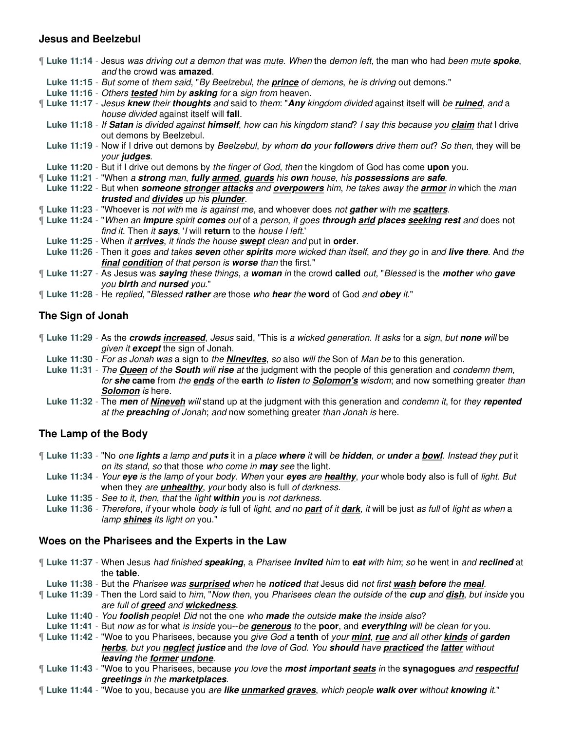### Jesus and Beelzebul

¶ **Luke 11:14** - Jesus *was driving out a demon that was* mute. *When* the *demon left*, the man who had *been* mute **spoke**, *and* the crowd was **amazed**.

**Luke 11:15** - *But some* of *them said*, "*By Beelzebul*, *the* ***prince*** *of demons*, *he is driving* out demons."

**Luke 11:16** - *Others* ***tested*** him by ***asking*** *for* a *sign from* heaven.

¶ **Luke 11:17** - *Jesus* ***knew*** *their* ***thoughts*** *and* said to *them*: "***Any*** *kingdom divided* against itself will *be* ***ruined***, *and* a *house divided* against itself will **fall**.

**Luke 11:18** - *If* ***Satan*** *is divided against* ***himself***, *how can his kingdom stand*? *I say this because you* ***claim*** *that* I drive out demons by Beelzebul.

**Luke 11:19** - Now if I drive out demons by *Beelzebul*, *by whom* ***do*** *your* ***followers*** *drive them out*? *So then*, they will be *your* ***judges***.

**Luke 11:20** - But if I drive out demons by *the finger of God*, *then* the kingdom of God has come **upon** you.

¶ **Luke 11:21** - "When *a* ***strong*** *man*, ***fully armed***, ***guards*** *his* ***own*** *house*, *his* ***possessions*** *are* ***safe***.

**Luke 11:22** - But when ***someone stronger attacks*** *and* ***overpowers*** *him*, *he takes away the* ***armor*** *in* which the *man* ***trusted*** *and* ***divides*** *up his* ***plunder***.

¶ **Luke 11:23** - "Whoever is *not with* me *is against me*, and whoever does *not* ***gather*** *with me* ***scatters***.

¶ **Luke 11:24** - "*When an* ***impure*** *spirit* ***comes*** *out* of a *person*, *it goes* ***through arid places seeking rest*** *and* does not *find it*. Then *it* ***says***, '*I* will **return** to the *house I left*.'

**Luke 11:25** - When *it* ***arrives***, *it finds the house* ***swept*** clean *and* put in **order**.

**Luke 11:26** - Then it *goes and takes* ***seven*** *other* ***spirits*** *more wicked than itself*, *and they go* in *and* ***live there***. And *the* ***final condition*** *of that person is* ***worse*** *than* the first."

¶ **Luke 11:27** - As Jesus was ***saying*** *these things*, *a* ***woman*** *in* the crowd **called** *out*, "*Blessed* is the ***mother*** *who* ***gave*** *you* ***birth*** *and* ***nursed*** *you*."

¶ **Luke 11:28** - He *replied*, "*Blessed* ***rather*** *are* those *who* ***hear*** *the* **word** of God *and* ***obey*** *it*."

### The Sign of Jonah

¶ **Luke 11:29** - As the ***crowds increased***, *Jesus* said, "This is *a wicked generation*. *It asks* for a *sign*, *but* ***none*** *will* be *given it* ***except*** the sign of Jonah.

**Luke 11:30** - *For as Jonah was* a sign to *the* ***Ninevites***, *so* also *will the* Son of *Man be* to this generation.

**Luke 11:31** - *The* ***Queen*** *of the* **South** *will* ***rise*** *at* the judgment with the people of this generation and *condemn them*, *for* ***she*** **came** from *the* ***ends*** *of* the **earth** *to* ***listen*** *to* ***Solomon's*** wisdom; and now something greater *than* ***Solomon*** *is* here.

**Luke 11:32** - The ***men*** *of* ***Nineveh*** *will* stand up at the judgment with this generation and *condemn it*, for *they* ***repented*** *at the* ***preaching*** *of Jonah*; *and* now something greater *than Jonah is* here.

### The Lamp of the Body

¶ **Luke 11:33** - "No *one* ***lights*** *a lamp and* ***puts*** it in *a place* ***where*** *it* will *be* ***hidden***, *or* ***under*** *a* ***bowl***. *Instead they put* it *on its stand*, *so* that those *who come in* ***may*** *see* the light.

**Luke 11:34** - *Your* ***eye*** *is the lamp of* your *body*. *When* your ***eyes*** *are* ***healthy***, *your* whole body also is full of *light*. *But* when they *are* ***unhealthy***, *your* body also is full *of darkness*.

**Luke 11:35** - *See to it*, *then*, *that* the *light* ***within*** you is *not darkness*.

**Luke 11:36** - *Therefore*, *if* your whole *body is* full of *light*, *and no* ***part*** *of it* ***dark***, *it* will be just *as full* of *light as when* a *lamp* ***shines*** its light *on* you."

### Woes on the Pharisees and the Experts in the Law

¶ **Luke 11:37** - When Jesus *had finished* ***speaking***, a *Pharisee* ***invited*** *him* to ***eat*** *with him*; *so* he went in *and* ***reclined*** at the **table**.

**Luke 11:38** - But the *Pharisee was* ***surprised*** *when* he ***noticed*** *that* Jesus did *not first* ***wash before*** *the* ***meal***.

¶ **Luke 11:39** - Then the Lord said to *him*, "*Now then*, you *Pharisees clean the outside of* the ***cup*** *and* ***dish***, *but inside* you *are full of* ***greed*** *and* ***wickedness***.

**Luke 11:40** - *You* ***foolish*** *people*! *Did* not the one *who* ***made*** *the outside* ***make*** *the inside also*?

**Luke 11:41** - But *now as* for what *is inside* you--*be* ***generous*** *to* the **poor**, and ***everything*** *will be clean for* you.

¶ **Luke 11:42** - "Woe to you Pharisees, because you *give God a* **tenth** of *your* ***mint***, ***rue*** *and all other* ***kinds*** *of* ***garden herbs***, *but you* ***neglect justice*** and *the love of God*. *You* ***should*** have ***practiced*** *the* ***latter*** without ***leaving*** *the* ***former undone***.

¶ **Luke 11:43** - "Woe to you Pharisees, because *you love* the ***most important seats*** *in* the **synagogues** *and* ***respectful greetings*** *in the* ***marketplaces***.

¶ **Luke 11:44** - "Woe to you, because you *are* ***like unmarked graves***, *which people* ***walk over*** *without* ***knowing*** *it*."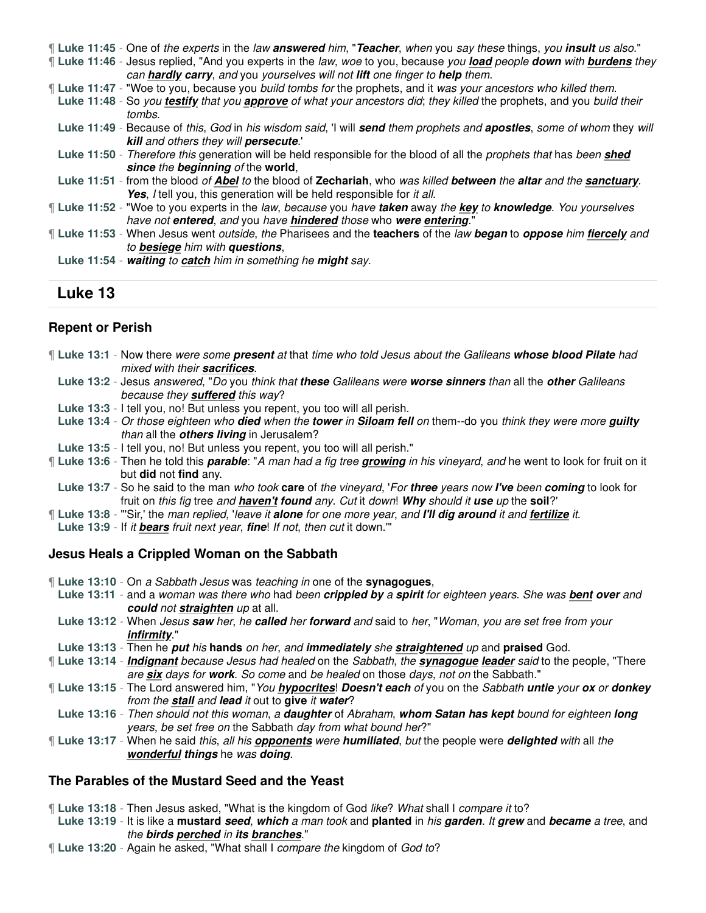¶ **Luke 11:45** - One of *the experts* in the *law* ***answered*** *him*, "***Teacher***, *when* you *say these* things, *you* ***insult*** *us also*."

¶ **Luke 11:46** - Jesus replied, "And you experts in the *law*, *woe* to you, because *you* ***load*** *people* ***down*** with ***burdens*** *they can* ***hardly carry***, *and* you *yourselves will not* ***lift*** *one finger to* ***help*** *them*.

¶ **Luke 11:47** - "Woe to you, because you *build tombs for* the prophets, and it *was your ancestors who killed them*.

**Luke 11:48** - So *you* ***testify*** *that you* ***approve*** *of what your ancestors did*; *they killed* the prophets, and you *build their tombs*.

**Luke 11:49** - Because of *this*, *God* in *his wisdom said*, 'I will ***send*** *them prophets and* ***apostles***, *some of whom* they *will* ***kill*** *and others they will* ***persecute***.'

**Luke 11:50** - *Therefore this* generation will be held responsible for the blood of all the *prophets that* has *been* ***shed since*** *the* ***beginning*** *of* the **world**,

**Luke 11:51** - from the blood *of* ***Abel*** *to* the blood of **Zechariah**, who *was killed* ***between*** *the* ***altar*** *and the* ***sanctuary***. ***Yes***, *I* tell you, this generation will be held responsible for *it all*.

¶ **Luke 11:52** - "Woe to you experts in the *law*, *because* you *have* ***taken*** away *the* ***key*** *to* ***knowledge***. *You yourselves have not* ***entered***, *and* you *have* ***hindered*** *those* who ***were entering***."

¶ **Luke 11:53** - When Jesus went *outside*, *the* Pharisees and the **teachers** of the *law* ***began*** to ***oppose*** *him* ***fiercely*** *and to* ***besiege*** *him with* ***questions***,

**Luke 11:54** - ***waiting*** *to* ***catch*** *him in something he* ***might*** *say*.

# Luke 13

## Repent or Perish

¶ **Luke 13:1** - Now there *were some* ***present*** *at* that *time who told Jesus about the Galileans* ***whose blood Pilate*** *had mixed with their* ***sacrifices***.

**Luke 13:2** - Jesus *answered*, "*Do* you *think that* ***these*** *Galileans were* ***worse sinners*** *than* all the ***other*** *Galileans because they* ***suffered*** *this way*?

**Luke 13:3** - I tell you, no! But unless you repent, you too will all perish.

**Luke 13:4** - *Or those eighteen who* ***died*** *when the* ***tower*** *in* ***Siloam fell*** *on* them--do you *think they were more* ***guilty*** *than* all the ***others living*** in Jerusalem?

**Luke 13:5** - I tell you, no! But unless you repent, you too will all perish."

¶ **Luke 13:6** - Then he told this ***parable***: "*A man had a fig tree* ***growing*** *in his vineyard*, *and* he went to look for fruit on it but **did** not **find** any.

**Luke 13:7** - So he said to the man *who took* **care** of *the vineyard*, '*For* ***three*** *years now* ***I've*** been ***coming*** to look for fruit on *this fig* tree *and* ***haven't found*** *any*. *Cut* it *down*! ***Why*** *should it* ***use*** up the **soil**?'

¶ **Luke 13:8** - "'Sir,' the *man replied*, '*leave it* ***alone*** *for one more year*, *and* ***I'll dig around*** *it and* ***fertilize*** *it*.

**Luke 13:9** - If *it* ***bears*** *fruit next year*, ***fine***! *If not*, *then cut* it down.'"

## Jesus Heals a Crippled Woman on the Sabbath

¶ **Luke 13:10** - On *a Sabbath Jesus* was *teaching in* one of the **synagogues**,

**Luke 13:11** - and a *woman was there who* had *been* ***crippled by*** *a* ***spirit*** *for eighteen years*. *She was* ***bent over*** *and* ***could*** *not* ***straighten*** *up* at all.

**Luke 13:12** - When *Jesus* ***saw*** *her*, *he* ***called*** *her* ***forward*** *and* said to *her*, "*Woman*, *you are set free from your* ***infirmity***."

**Luke 13:13** - Then he ***put*** *his* **hands** *on her*, *and* ***immediately*** *she* ***straightened*** *up* and **praised** God.

¶ **Luke 13:14** - ***Indignant*** *because Jesus had healed* on the *Sabbath*, *the* ***synagogue leader*** *said* to the people, "There *are* ***six*** *days for* ***work***. *So come* and *be healed* on those *days*, *not on* the Sabbath."

¶ **Luke 13:15** - The Lord answered him, "*You* ***hypocrites***! ***Doesn't each*** *of* you on the *Sabbath* ***untie*** *your* ***ox*** *or* ***donkey*** *from the* ***stall*** *and* ***lead*** *it* out to **give** *it* ***water***?

**Luke 13:16** - *Then should not this woman*, *a* ***daughter*** of *Abraham*, ***whom Satan has kept*** *bound for eighteen* ***long*** *years*, *be set free on* the Sabbath *day from what bound her*?"

¶ **Luke 13:17** - When he said *this*, *all his* ***opponents*** *were* ***humiliated***, *but* the people were ***delighted*** *with* all *the* ***wonderful things*** he *was* ***doing***.

## The Parables of the Mustard Seed and the Yeast

¶ **Luke 13:18** - Then Jesus asked, "What is the kingdom of God *like*? *What* shall I *compare it* to?

**Luke 13:19** - It is like a **mustard** ***seed***, ***which*** *a man took* and **planted** in *his* ***garden***. *It* ***grew*** and ***became*** *a tree*, and *the* ***birds perched*** *in* ***its branches***."

¶ **Luke 13:20** - Again he asked, "What shall I *compare the* kingdom of *God to*?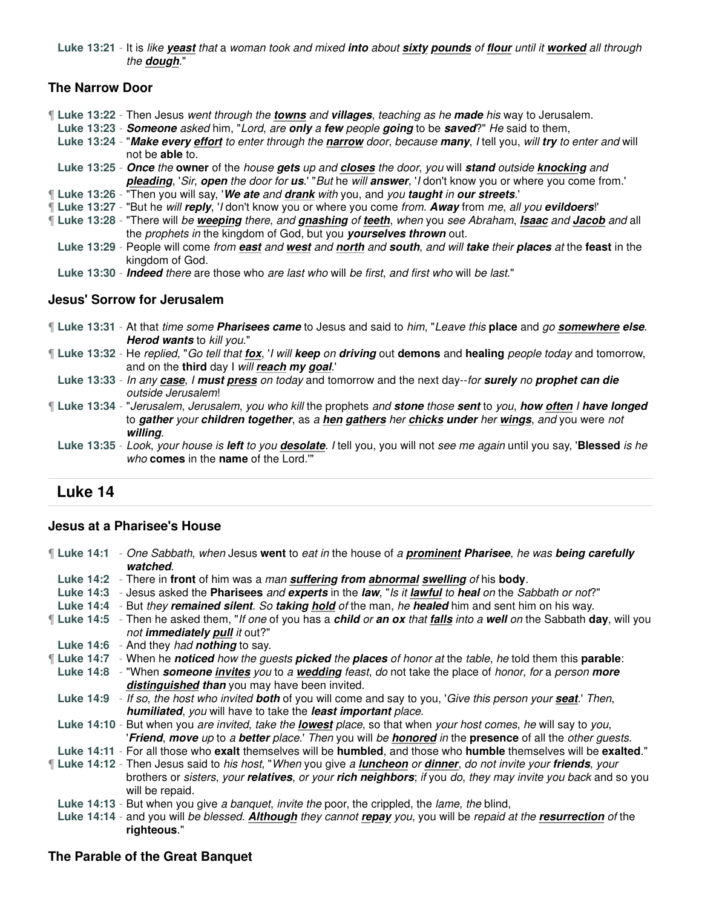**Luke 13:21** - It is *like* ***yeast*** *that* a *woman took and mixed* ***into*** about ***sixty pounds*** *of* ***flour*** *until it* ***worked*** *all through the* ***dough***."

### The Narrow Door

¶ **Luke 13:22** - Then Jesus *went through the* ***towns*** *and* ***villages***, *teaching as he* ***made*** *his* way to Jerusalem.

**Luke 13:23** - ***Someone*** *asked* him, "*Lord*, *are* ***only*** *a* ***few*** people ***going*** to be ***saved***?" *He* said to them,

**Luke 13:24** - "***Make every effort*** *to enter through the* ***narrow*** door, *because* ***many***, *I* tell you, *will* ***try*** *to enter and* will not be **able** to.

**Luke 13:25** - ***Once*** *the* **owner** of the *house* ***gets*** *up and* ***closes*** *the door*, *you* will ***stand*** *outside* ***knocking*** *and* ***pleading***, '*Sir*, ***open*** *the door for* ***us***.' "*But* he *will* ***answer***, '*I* don't know you or where you come from.'

¶ **Luke 13:26** - "Then you will say, '***We ate*** *and* ***drank*** *with* you, and *you* ***taught*** *in* ***our streets***.'

¶ **Luke 13:27** - "But he *will* ***reply***, '*I* don't know you or where you come *from*. ***Away*** from *me*, *all you* ***evildoers***!'

¶ **Luke 13:28** - "There will *be* ***weeping*** *there*, *and* ***gnashing*** *of* ***teeth***, *when* you *see* Abraham, ***Isaac*** *and* ***Jacob*** *and* all the *prophets in* the kingdom of God, but you ***yourselves thrown*** out.

**Luke 13:29** - People will come *from* ***east*** *and* ***west*** *and* ***north*** *and* ***south***, *and will* ***take*** *their* ***places*** *at* the **feast** in the kingdom of God.

**Luke 13:30** - ***Indeed*** *there* are those who *are last who* will *be first*, *and first who* will *be last*."

### Jesus' Sorrow for Jerusalem

¶ **Luke 13:31** - At that *time some* ***Pharisees came*** to Jesus and said to *him*, "*Leave this* **place** and *go* ***somewhere else***. ***Herod wants*** to *kill you*."

¶ **Luke 13:32** - He *replied*, "*Go tell that* ***fox***, '*I will* ***keep*** on ***driving*** out **demons** and **healing** *people today* and tomorrow, and on the **third** day I *will* ***reach my goal***.'

**Luke 13:33** - *In any* ***case***, *I* ***must press*** *on today* and tomorrow and the next day--*for* ***surely*** *no* ***prophet can die*** *outside Jerusalem*!

¶ **Luke 13:34** - "*Jerusalem*, *Jerusalem*, *you who kill* the prophets *and* ***stone*** *those* ***sent*** *to you*, ***how often*** *I* ***have longed*** to ***gather*** *your* ***children together***, as *a* ***hen gathers*** *her* ***chicks under*** *her* ***wings***, *and* you were *not* ***willing***.

**Luke 13:35** - *Look*, *your house is* ***left*** *to you* ***desolate***. *I* tell you, you will not *see me again* until you say, '**Blessed** *is he who* **comes** in the **name** of the Lord.'"

## Luke 14

### Jesus at a Pharisee's House

¶ **Luke 14:1** - *One Sabbath*, *when* Jesus **went** to *eat in* the house of *a* ***prominent Pharisee***, *he was* ***being carefully watched***.

**Luke 14:2** - There in **front** of him was a *man* ***suffering from abnormal swelling*** *of* his **body**.

**Luke 14:3** - Jesus asked the **Pharisees** *and* ***experts*** in the ***law***, "*Is it* ***lawful*** *to* ***heal*** *on* the *Sabbath or not*?"

**Luke 14:4** - But *they* ***remained silent***. *So* ***taking hold*** *of* the man, *he* ***healed*** him and sent him on his way.

¶ **Luke 14:5** - Then he asked them, "*If one* of you has a ***child*** *or* ***an ox*** that ***falls*** *into a* ***well*** *on* the Sabbath **day**, will you *not* ***immediately pull*** *it* out?"

**Luke 14:6** - And they *had* ***nothing*** to say.

¶ **Luke 14:7** - When he ***noticed*** *how the guests* ***picked*** *the* ***places*** *of honor at* the *table*, *he* told them this **parable**:

**Luke 14:8** - "When ***someone invites*** *you* to *a* ***wedding*** *feast*, *do* not take the place of *honor*, *for* a *person* ***more distinguished than*** you may have been invited.

**Luke 14:9** - *If so*, *the host who invited* ***both*** of you will come and say to you, '*Give this person your* ***seat***.' *Then*, ***humiliated***, *you* will have to take the ***least important*** *place*.

**Luke 14:10** - But when you *are invited*, *take the* ***lowest*** *place*, so that when *your host comes*, *he* will say to *you*, '***Friend***, ***move*** *up* to *a* ***better*** *place*.' *Then* you will *be* ***honored*** *in* the **presence** of all the *other guests*.

**Luke 14:11** - For all those who **exalt** themselves will be **humbled**, and those who **humble** themselves will be **exalted**."

¶ **Luke 14:12** - Then Jesus said to *his host*, "*When* you give *a* ***luncheon*** *or* ***dinner***, *do not invite your* ***friends***, *your* brothers or *sisters*, *your* ***relatives***, *or your* ***rich neighbors***; *if* you *do*, *they may invite you back* and so you will be repaid.

**Luke 14:13** - But when you give *a banquet*, *invite the* poor, the crippled, the *lame*, *the* blind,

**Luke 14:14** - and you will *be blessed*. ***Although*** they cannot ***repay*** *you*, you will be *repaid at the* ***resurrection*** *of* the **righteous**."

### The Parable of the Great Banquet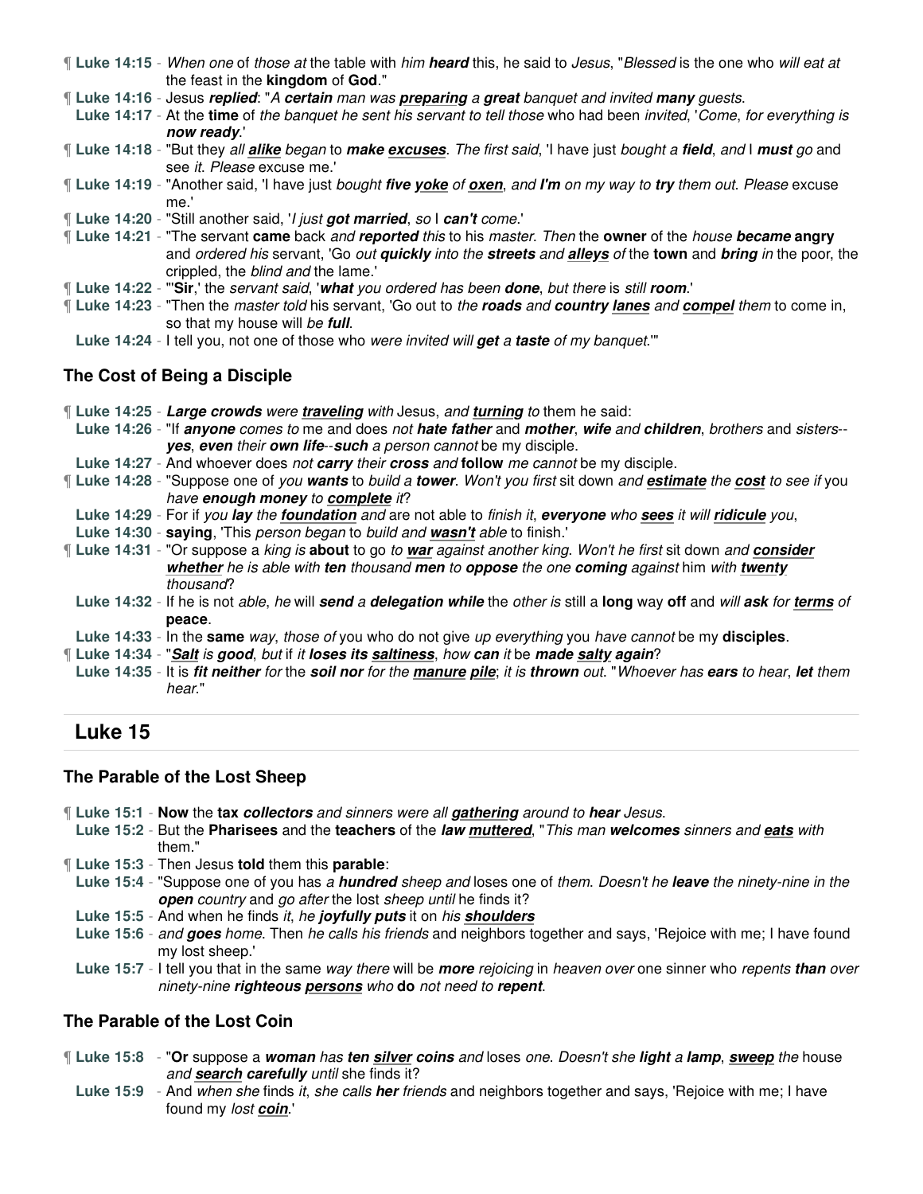¶ **Luke 14:15** - *When one* of *those at* the table with *him* ***heard*** this, he said to *Jesus*, "*Blessed* is the one who *will eat at* the feast in the **kingdom** of **God**."

¶ **Luke 14:16** - Jesus ***replied***: "*A* ***certain*** *man was* ***preparing*** *a* ***great*** *banquet and invited* ***many*** *guests.*

**Luke 14:17** - At the **time** of *the banquet he sent his servant to tell those* who had been *invited*, '*Come*, *for everything is* ***now ready***.'

¶ **Luke 14:18** - "But they *all* ***alike*** *began* to ***make excuses***. *The first said*, 'I have just *bought a* ***field***, *and* I ***must*** *go* and see *it*. *Please* excuse me.'

¶ **Luke 14:19** - "Another said, 'I have just *bought* ***five yoke*** *of* ***oxen***, *and* ***I'm*** *on my way to* ***try*** *them out. Please* excuse me.'

¶ **Luke 14:20** - "Still another said, '*I just* ***got married***, *so* I ***can't*** *come*.'

¶ **Luke 14:21** - "The servant **came** back *and* ***reported*** *this* to his *master*. *Then* the **owner** of the *house* ***became*** **angry** and *ordered his* servant, 'Go *out* ***quickly*** *into the* ***streets*** *and* ***alleys*** *of* the **town** and ***bring*** *in* the poor, the crippled, the *blind and* the lame.'

¶ **Luke 14:22** - "'**Sir**,' the *servant said*, '***what*** *you ordered has been* ***done***, *but there* is *still* ***room***.'

¶ **Luke 14:23** - "Then the *master told* his servant, 'Go out to *the* ***roads*** *and* ***country lanes*** *and* ***compel*** *them* to come in, so that my house will *be* ***full***.

**Luke 14:24** - I tell you, not one of those who *were invited will* ***get*** *a* ***taste*** *of my banquet*.'"

### The Cost of Being a Disciple

¶ **Luke 14:25** - ***Large crowds*** *were* ***traveling*** *with* Jesus, *and* ***turning*** *to* them he said:

**Luke 14:26** - "If ***anyone*** *comes to* me and does *not* ***hate father*** and ***mother***, ***wife*** *and* ***children***, *brothers* and *sisters*--***yes***, ***even*** *their* ***own life***--***such*** *a person cannot* be my disciple.

**Luke 14:27** - And whoever does *not* ***carry*** *their* ***cross*** *and* **follow** *me cannot* be my disciple.

¶ **Luke 14:28** - "Suppose one of *you* ***wants*** to *build a* ***tower***. *Won't you first* sit down *and* ***estimate*** *the* ***cost*** *to see if* you *have* ***enough money*** *to* ***complete*** *it*?

**Luke 14:29** - For if *you* ***lay*** *the* ***foundation*** *and* are not able to *finish it*, ***everyone*** *who* ***sees*** *it will* ***ridicule*** *you*,

**Luke 14:30** - **saying**, 'This *person began* to *build and* ***wasn't*** able to finish.'

¶ **Luke 14:31** - "Or suppose a *king is* **about** to go *to* ***war*** *against another king*. *Won't he first* sit down *and* ***consider whether*** *he is able with* ***ten*** *thousand* ***men*** *to* ***oppose*** *the one* ***coming*** *against* him *with* ***twenty*** *thousand*?

**Luke 14:32** - If he is not *able*, *he* will ***send*** *a* ***delegation while*** the *other is* still a **long** way **off** and *will* ***ask*** *for* ***terms*** *of* **peace**.

**Luke 14:33** - In the **same** *way*, *those of* you who do not give *up everything* you *have cannot* be my **disciples**.

¶ **Luke 14:34** - "***Salt*** *is* ***good***, *but* if *it* ***loses its saltiness***, *how* ***can*** *it* be ***made salty again***?

**Luke 14:35** - It is ***fit neither*** *for* the ***soil nor*** *for the* ***manure pile***; *it is* ***thrown*** *out*. "*Whoever has* ***ears*** *to hear*, ***let*** *them hear*."

## Luke 15

### The Parable of the Lost Sheep

¶ **Luke 15:1** - **Now** the **tax** ***collectors*** *and sinners were all* ***gathering*** *around to* ***hear*** *Jesus*.

**Luke 15:2** - But the **Pharisees** and the **teachers** of the ***law muttered***, "*This man* ***welcomes*** *sinners and* ***eats*** *with* them."

¶ **Luke 15:3** - Then Jesus **told** them this **parable**:

**Luke 15:4** - "Suppose one of you has *a* ***hundred*** *sheep and* loses one of *them*. *Doesn't he* ***leave*** *the ninety-nine in the* ***open*** *country* and *go after* the lost *sheep until* he finds it?

**Luke 15:5** - And when he finds *it*, *he* ***joyfully puts*** it on *his* ***shoulders***

**Luke 15:6** - *and* ***goes*** *home*. Then *he calls his friends* and neighbors together and says, 'Rejoice with me; I have found my lost sheep.'

**Luke 15:7** - I tell you that in the same *way there* will be ***more*** *rejoicing* in *heaven over* one sinner who *repents* ***than*** *over ninety-nine* ***righteous persons*** *who* **do** *not need to* ***repent***.

### The Parable of the Lost Coin

¶ **Luke 15:8** - "**Or** suppose a ***woman*** *has* ***ten silver coins*** *and* loses *one*. *Doesn't she* ***light*** *a* ***lamp***, ***sweep*** *the* house *and* ***search carefully*** *until* she finds it?

**Luke 15:9** - And *when she* finds *it*, *she calls* ***her*** *friends* and neighbors together and says, 'Rejoice with me; I have found my *lost* ***coin***.'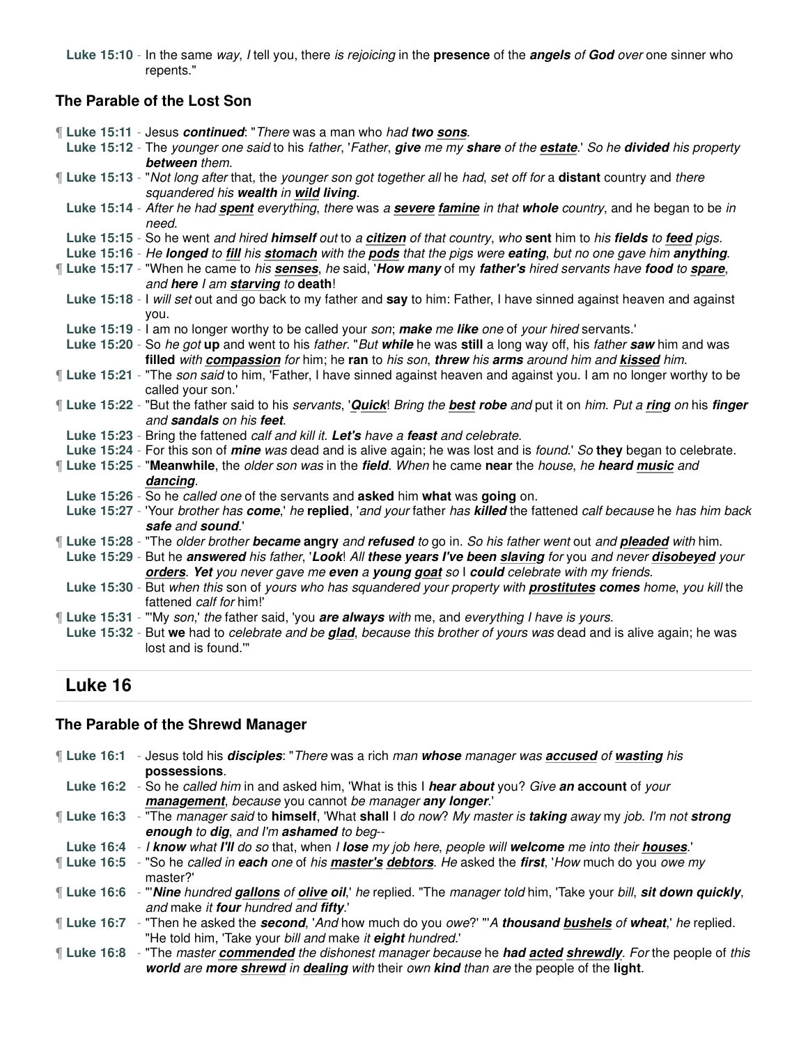**Luke 15:10** - In the same *way*, *I* tell you, there *is rejoicing* in the **presence** of the ***angels*** *of* ***God*** *over* one sinner who repents."

### The Parable of the Lost Son

¶ **Luke 15:11** - Jesus ***continued***: "*There* was a man who *had* **two** ***sons***.

**Luke 15:12** - The *younger one said* to his *father*, '*Father*, ***give*** *me my* ***share*** *of the* ***estate***.' *So he* **divided** *his property* ***between*** *them*.

¶ **Luke 15:13** - "*Not long after* that, the *younger son got together all* he *had*, *set off for* a **distant** country and *there squandered his* **wealth** *in* ***wild living***.

**Luke 15:14** - *After he had* ***spent*** *everything*, *there* was *a* ***severe famine*** *in that* ***whole*** *country*, and he began to be *in need*.

**Luke 15:15** - So he went *and hired* ***himself*** *out* to *a* ***citizen*** *of that country*, *who* **sent** him to *his* ***fields*** *to* ***feed*** *pigs*.

**Luke 15:16** - *He* ***longed*** *to* ***fill*** *his* ***stomach*** *with the* ***pods*** *that the pigs were* ***eating***, *but no one gave him* ***anything***.

¶ **Luke 15:17** - "When he came to *his* ***senses***, *he* said, '***How many*** of my ***father's*** *hired servants have* ***food*** *to* ***spare***, *and* ***here*** *I am* ***starving*** *to* **death**!

**Luke 15:18** - I *will set* out and go back to my father and **say** to him: Father, I have sinned against heaven and against you.

**Luke 15:19** - I am no longer worthy to be called your *son*; ***make*** *me* ***like*** *one* of *your hired* servants.'

**Luke 15:20** - So *he got* **up** and went to his *father*. "*But* ***while*** he was **still** a long way off, his *father* ***saw*** him and was **filled** *with* ***compassion*** *for* him; he **ran** to *his son*, ***threw*** *his* ***arms*** *around him and* ***kissed*** *him*.

¶ **Luke 15:21** - "The *son said* to him, 'Father, I have sinned against heaven and against you. I am no longer worthy to be called your son.'

¶ **Luke 15:22** - "But the father said to his *servants*, '***Quick***! *Bring the* ***best robe*** *and* put it on *him*. *Put a* ***ring*** *on* his ***finger*** *and* ***sandals*** *on his* ***feet***.

**Luke 15:23** - Bring the fattened *calf and kill it*. ***Let's*** *have a* ***feast*** *and celebrate*.

**Luke 15:24** - For this son of ***mine*** *was* dead and is alive again; he was lost and is *found*.' *So* **they** began to celebrate.

¶ **Luke 15:25** - "**Meanwhile**, the *older son was* in the ***field***. *When* he came **near** the *house*, *he* ***heard music*** *and* ***dancing***.

**Luke 15:26** - So he *called one* of the servants and **asked** him **what** was **going** on.

**Luke 15:27** - 'Your *brother has* ***come***,' *he* **replied**, '*and your* father *has* ***killed*** the fattened *calf because* he *has him back* ***safe*** *and* ***sound***.'

¶ **Luke 15:28** - "The *older brother* ***became*** **angry** *and* ***refused*** *to* go in. *So his father went* out *and* ***pleaded*** *with* him.

**Luke 15:29** - But he ***answered*** *his father*, '***Look***! *All* ***these years I've been slaving*** *for* you *and never* ***disobeyed*** *your* ***orders***. ***Yet*** *you never gave me* ***even*** *a* ***young goat*** *so* I ***could*** *celebrate with my friends*.

**Luke 15:30** - But *when this* son of *yours who has squandered your property with* ***prostitutes comes*** *home*, *you kill* the fattened *calf for* him!'

¶ **Luke 15:31** - "'My *son*,' *the* father said, 'you ***are always*** *with* me, and *everything I have is yours*.

**Luke 15:32** - But **we** had to *celebrate and be* ***glad***, *because this brother of yours was* dead and is alive again; he was lost and is found.'"

## Luke 16

### The Parable of the Shrewd Manager

¶ **Luke 16:1** - Jesus told his ***disciples***: "*There* was a rich *man* ***whose*** *manager was* ***accused*** *of* ***wasting*** *his* **possessions**.

**Luke 16:2** - So he *called him* in and asked him, 'What is this I ***hear about*** you? *Give* ***an*** **account** of *your* ***management***, *because* you cannot *be manager* ***any longer***.'

¶ **Luke 16:3** - "The *manager said* to **himself**, 'What **shall** I *do now*? *My master is* ***taking*** *away* my *job*. *I'm not* ***strong enough*** *to* ***dig***, *and I'm* ***ashamed*** *to beg*--

**Luke 16:4** - *I* ***know*** *what* ***I'll*** *do so* that, when *I* ***lose*** *my job here*, *people will* ***welcome*** *me into their* ***houses***.'

¶ **Luke 16:5** - "So he *called in* ***each*** *one* of *his* ***master's debtors***. *He* asked the ***first***, '*How* much do you *owe my* master?'

¶ **Luke 16:6** - "'***Nine*** *hundred* ***gallons*** *of* ***olive oil***,' *he* replied. "The *manager told* him, 'Take your *bill*, ***sit down quickly***, *and* make *it* ***four*** *hundred and* ***fifty***.'

¶ **Luke 16:7** - "Then he asked the ***second***, '*And* how much do you *owe*?' "'*A* ***thousand bushels*** *of* ***wheat***,' *he* replied. "He told him, 'Take *your bill* and make *it* ***eight*** *hundred*.'

¶ **Luke 16:8** - "The *master* ***commended*** *the dishonest manager because* he ***had acted shrewdly***. *For* the people of *this* ***world*** *are* ***more shrewd*** *in* ***dealing*** *with* their *own* ***kind*** *than are* the people of the **light**.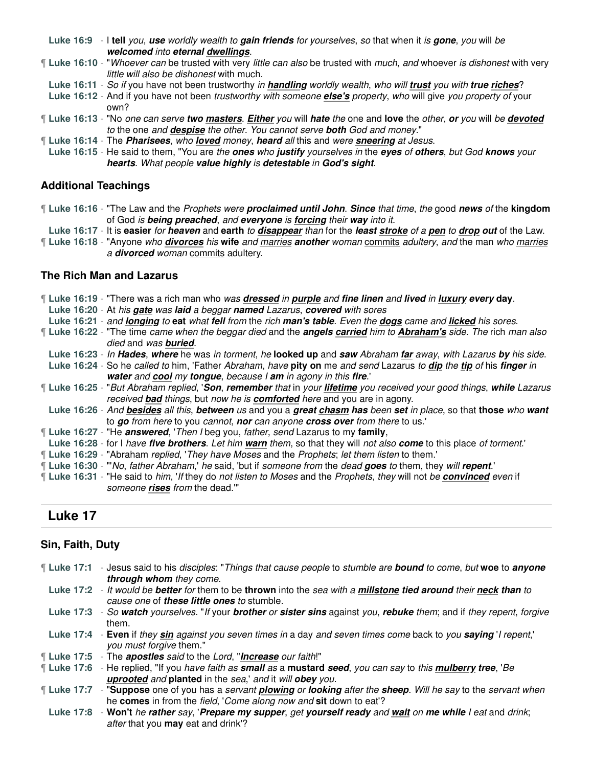**Luke 16:9** - I **tell** *you*, ***use*** *worldly wealth to* ***gain friends*** *for yourselves*, *so* that when it *is* ***gone***, *you* will *be* ***welcomed*** *into* ***eternal*** ***dwellings***.

¶ **Luke 16:10** - "*Whoever can* be trusted with very *little can also* be trusted with *much*, *and* whoever *is dishonest* with very *little will also be dishonest* with much.

**Luke 16:11** - *So if* you have not been trustworthy *in* ***handling*** *worldly wealth*, *who will* ***trust*** *you with* ***true riches***?

**Luke 16:12** - And if you have not been *trustworthy with someone* ***else's*** *property*, *who* will give *you property of* your own?

¶ **Luke 16:13** - "No *one can serve* ***two masters***. ***Either*** *you* will ***hate*** *the* one and **love** the *other*, ***or*** *you* will *be* ***devoted*** *to* the one *and* ***despise*** *the other*. *You cannot serve* **both** God and *money*."

¶ **Luke 16:14** - The ***Pharisees***, *who* ***loved*** money, ***heard*** *all* this and *were* ***sneering*** *at Jesus*.

**Luke 16:15** - He said to them, "You are *the* ***ones*** *who* ***justify*** *yourselves in* the ***eyes*** *of* ***others***, *but God* ***knows*** *your* ***hearts***. *What people* ***value highly*** *is* ***detestable*** *in* ***God's sight***.

### Additional Teachings

¶ **Luke 16:16** - "The Law and the *Prophets were* ***proclaimed until John***. ***Since*** *that time*, *the* good ***news*** *of* the **kingdom** of God *is* ***being preached***, *and* ***everyone*** *is* ***forcing*** *their* ***way*** *into it*.

**Luke 16:17** - It is **easier** *for* ***heaven*** and **earth** *to* ***disappear*** *than* for the ***least stroke*** *of a* ***pen*** *to* ***drop out*** of the Law.

¶ **Luke 16:18** - "Anyone *who* ***divorces*** *his* **wife** *and* *marries* ***another*** *woman* commits *adultery*, *and* the man *who* *marries* *a* ***divorced*** *woman* commits adultery.

### The Rich Man and Lazarus

¶ **Luke 16:19** - "There was a rich man who *was* ***dressed*** *in* ***purple*** and ***fine linen*** and **lived** *in* ***luxury*** ***every*** **day**.

**Luke 16:20** - At *his* ***gate*** *was* ***laid*** *a beggar* ***named*** Lazarus, ***covered*** *with sores*

**Luke 16:21** - *and* ***longing*** *to* **eat** *what* ***fell*** *from* the *rich* ***man's table***. *Even the* ***dogs*** *came and* ***licked*** *his sores*.

¶ **Luke 16:22** - "The time *came when the beggar died* and the ***angels carried*** *him to* ***Abraham's*** *side*. *The* rich *man also died* and was ***buried***.

**Luke 16:23** - *In* ***Hades***, ***where*** he was *in torment*, *he* **looked up** and ***saw*** *Abraham* ***far*** *away*, *with Lazarus* ***by*** *his side*.

**Luke 16:24** - So he *called to* him, 'Father *Abraham*, *have* **pity on** me *and send* Lazarus *to* ***dip*** *the* ***tip*** *of* his ***finger*** *in* ***water*** and ***cool*** *my* ***tongue***, *because I* ***am*** *in agony in this* ***fire***.'

¶ **Luke 16:25** - "*But Abraham replied*, '***Son***, ***remember*** *that in your* ***lifetime*** *you received your good things*, ***while*** *Lazarus received* ***bad*** *things*, but *now he is* ***comforted*** *here* and you are in agony.

**Luke 16:26** - *And* ***besides*** *all this*, ***between*** *us* and you a ***great chasm has*** *been* ***set*** *in place*, so that **those** *who* ***want*** to ***go*** *from here* to you *cannot*, ***nor*** can anyone **cross over** *from there* to us.'

¶ **Luke 16:27** - "He ***answered***, '*Then I* beg you, *father*, *send* Lazarus to my **family**,

**Luke 16:28** - for I *have* ***five brothers***. *Let him* ***warn*** them, so that they will *not also* ***come*** to this place *of torment*.'

¶ **Luke 16:29** - "Abraham *replied*, '*They have Moses* and the *Prophets*; *let them listen* to them.'

¶ **Luke 16:30** - "'*No*, *father Abraham*,' *he* said, 'but if *someone from* the *dead* ***goes*** *to* them, they *will* ***repent***.'

¶ **Luke 16:31** - "He said to *him*, '*If* they do *not listen to Moses* and the *Prophets*, *they* will not *be* ***convinced*** *even* if *someone* ***rises*** *from* the dead.'"

## Luke 17

### Sin, Faith, Duty

¶ **Luke 17:1** - Jesus said to his *disciples*: "*Things that cause people* to *stumble are* ***bound*** *to come*, *but* **woe** to ***anyone through whom*** *they come*.

**Luke 17:2** - *It would be* ***better*** *for* them to be **thrown** into the *sea with a* ***millstone tied around*** *their* ***neck than*** *to cause one* of ***these little ones*** *to* stumble.

**Luke 17:3** - *So* ***watch*** *yourselves*. "*If* your ***brother*** *or* ***sister sins*** against *you*, ***rebuke*** *them*; and if *they repent*, *forgive* them.

**Luke 17:4** - **Even** if *they* ***sin*** *against you seven times in* a day *and seven times come* back to *you* ***saying*** '*I repent*,' *you must forgive* them."

¶ **Luke 17:5** - The ***apostles*** *said* to the *Lord*, "***Increase*** *our faith*!"

¶ **Luke 17:6** - He replied, "If you *have faith as* ***small*** *as* a **mustard** ***seed***, *you can say* to *this* ***mulberry tree***, '*Be* ***uprooted*** *and* **planted** in the *sea*,' *and* it *will* ***obey*** *you*.

¶ **Luke 17:7** - "**Suppose** one of you has a *servant* ***plowing*** *or* ***looking*** after the ***sheep***. *Will he say* to the *servant when* he **comes** in from the *field*, '*Come along now and* **sit** down to eat'?

**Luke 17:8** - **Won't** *he* ***rather*** *say*, '***Prepare my supper***, *get* ***yourself ready*** *and* ***wait*** *on* ***me while*** *I eat* and *drink*; *after* that you **may** eat and drink'?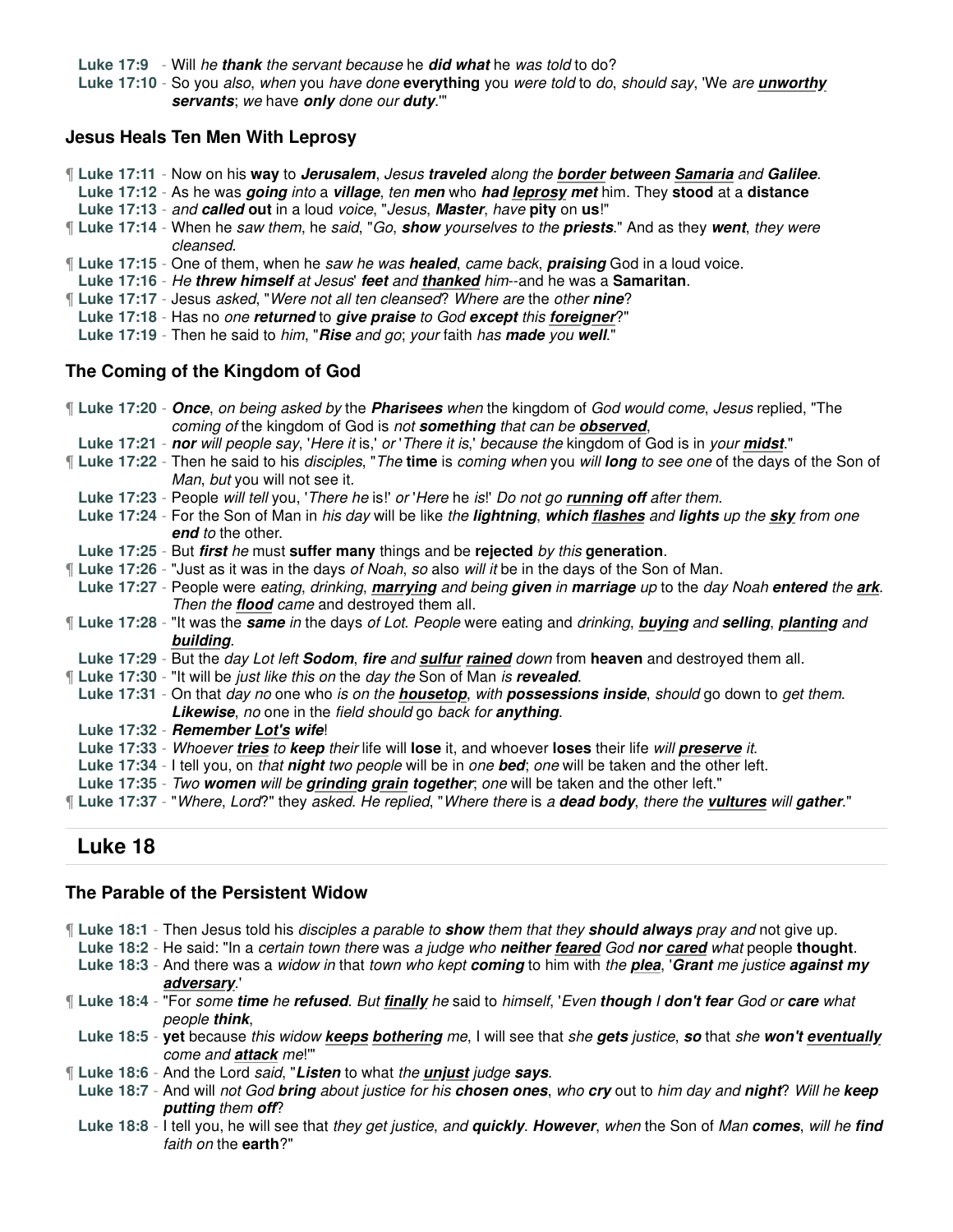**Luke 17:9** - Will *he* ***thank*** *the servant because* he ***did what*** he *was told* to do?
**Luke 17:10** - So you *also*, *when* you *have done* **everything** you *were told* to *do*, *should say*, 'We *are* ***unworthy servants***; *we* have ***only*** done our ***duty***.'"

### Jesus Heals Ten Men With Leprosy

¶ **Luke 17:11** - Now on his **way** to ***Jerusalem***, *Jesus* ***traveled*** *along the* ***border between Samaria*** *and* ***Galilee***.
**Luke 17:12** - As he was ***going*** *into* a ***village***, *ten* ***men*** who ***had leprosy met*** him. They **stood** at a **distance**
**Luke 17:13** - *and* ***called*** **out** in a loud *voice*, "*Jesus*, ***Master***, *have* **pity** on **us**!"
¶ **Luke 17:14** - When he *saw them*, he *said*, "*Go*, ***show*** *yourselves to the* ***priests***." And as they ***went***, *they were cleansed*.
¶ **Luke 17:15** - One of them, when he *saw he was* ***healed***, *came back*, ***praising*** God in a loud voice.
**Luke 17:16** - *He* ***threw himself*** *at Jesus*' ***feet*** *and* ***thanked*** *him*--and he was a **Samaritan**.
¶ **Luke 17:17** - Jesus *asked*, "*Were not all ten cleansed*? *Where are* the *other* ***nine***?
**Luke 17:18** - Has no *one* ***returned*** to ***give praise*** *to God* ***except*** *this* ***foreigner***?"
**Luke 17:19** - Then he said to *him*, "***Rise*** *and go*; *your* faith *has* ***made*** *you* ***well***."

### The Coming of the Kingdom of God

¶ **Luke 17:20** - ***Once***, *on being asked by* the ***Pharisees*** *when* the kingdom of *God would come*, *Jesus* replied, "The *coming of* the kingdom of God is *not* ***something*** *that can be* ***observed***,
**Luke 17:21** - ***nor*** *will people say*, '*Here it* is,' *or* '*There it is*,' *because the* kingdom of God is in *your* ***midst***."
¶ **Luke 17:22** - Then he said to his *disciples*, "*The* **time** is *coming when* you *will* ***long*** *to see one* of the days of the Son of *Man*, *but* you will not see it.
**Luke 17:23** - People *will tell* you, '*There he* is!' *or* '*Here* he *is*!' *Do not go* ***running off*** *after them*.
**Luke 17:24** - For the Son of Man in *his day* will be like *the* ***lightning***, ***which flashes*** *and* ***lights*** *up the* ***sky*** *from one* ***end*** *to* the other.
**Luke 17:25** - But ***first*** *he* must **suffer many** things and be **rejected** *by this* **generation**.
¶ **Luke 17:26** - "Just as it was in the days *of Noah*, *so* also *will it* be in the days of the Son of Man.
**Luke 17:27** - People were *eating*, *drinking*, ***marrying*** and being ***given*** *in* ***marriage*** *up* to the *day Noah* ***entered*** *the* ***ark***. *Then the* ***flood*** *came* and destroyed them all.
¶ **Luke 17:28** - "It was the ***same*** *in* the days *of Lot*. *People* were eating and *drinking*, ***buying*** and ***selling***, ***planting*** and ***building***.
**Luke 17:29** - But the *day Lot left* ***Sodom***, ***fire*** and ***sulfur rained*** *down* from **heaven** and destroyed them all.
¶ **Luke 17:30** - "It will be *just like this on* the *day the* Son of Man *is* ***revealed***.
**Luke 17:31** - On that *day no* one who *is on the* ***housetop***, *with* ***possessions inside***, *should* go down to *get them*. ***Likewise***, *no* one in the *field should* go *back for* ***anything***.
**Luke 17:32** - ***Remember Lot's wife***!
**Luke 17:33** - *Whoever* ***tries*** *to* ***keep*** *their* life will **lose** it, and whoever **loses** their life *will* ***preserve*** *it*.
**Luke 17:34** - I tell you, on *that* ***night*** *two people* will be in *one* ***bed***; *one* will be taken and the other left.
**Luke 17:35** - *Two* ***women*** *will be* ***grinding grain together***; *one* will be taken and the other left."
¶ **Luke 17:37** - "*Where*, *Lord*?" they *asked*. *He replied*, "*Where there* is *a* ***dead body***, *there the* ***vultures*** *will* ***gather***."

## Luke 18

### The Parable of the Persistent Widow

¶ **Luke 18:1** - Then Jesus told his *disciples a parable to* ***show*** *them that they* ***should always*** *pray and* not give up.
**Luke 18:2** - He said: "In a *certain town there* was *a judge who* ***neither feared*** *God* ***nor cared*** *what* people **thought**.
**Luke 18:3** - And there was a *widow in* that *town who* kept ***coming*** to him with *the* ***plea***, '***Grant*** me justice ***against my adversary***.'
¶ **Luke 18:4** - "For *some* ***time*** *he* ***refused***. *But* ***finally*** *he* said to *himself*, '*Even* ***though*** *I* ***don't fear*** *God or* ***care*** *what people* ***think***,
**Luke 18:5** - **yet** because *this widow* ***keeps bothering*** *me*, I will see that *she* ***gets*** *justice*, ***so*** that *she* ***won't eventually*** *come and* ***attack*** *me*!'"
¶ **Luke 18:6** - And the Lord *said*, "***Listen*** to what *the* ***unjust*** *judge* ***says***.
**Luke 18:7** - And will *not God* ***bring*** *about justice for his* ***chosen ones***, *who* ***cry*** out to *him day and* ***night***? *Will he* ***keep putting*** *them* ***off***?
**Luke 18:8** - I tell you, he will see that *they get justice*, *and* ***quickly***. ***However***, *when* the Son of *Man* ***comes***, *will he* ***find*** *faith on* the **earth**?"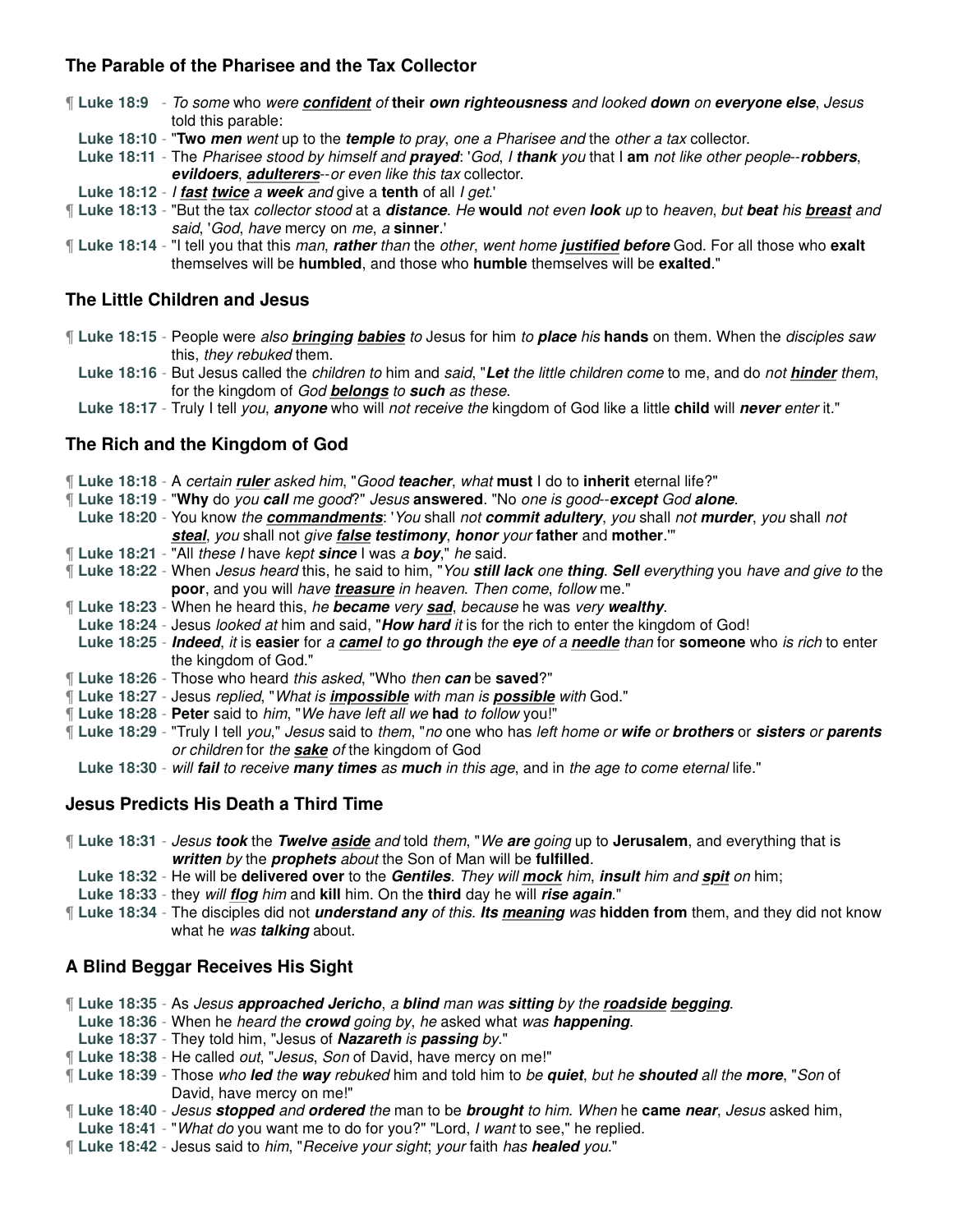## The Parable of the Pharisee and the Tax Collector

¶ **Luke 18:9** - *To some* who *were* ***confident*** *of* **their** ***own righteousness*** *and looked* ***down*** *on* ***everyone else***, *Jesus* told this parable:

**Luke 18:10** - "**Two** ***men*** *went* up to the ***temple*** *to pray*, *one a Pharisee and* the *other a tax* collector.

**Luke 18:11** - The *Pharisee stood by himself and* ***prayed***: '*God*, *I* ***thank*** *you* that I **am** *not like other people*--***robbers***, ***evildoers***, ***adulterers***--*or even like this tax* collector.

**Luke 18:12** - *I* ***fast twice*** *a* ***week*** *and* give a **tenth** of all *I get*.'

¶ **Luke 18:13** - "But the tax *collector stood* at a ***distance***. *He* **would** *not even* ***look*** *up* to *heaven*, *but* ***beat*** *his* ***breast*** *and said*, '*God*, *have* mercy *on* *me*, *a* **sinner**.'

¶ **Luke 18:14** - "I tell you that this *man*, ***rather*** *than* the *other*, *went home* ***justified before*** God. For all those who **exalt** themselves will be **humbled**, and those who **humble** themselves will be **exalted**."

## The Little Children and Jesus

¶ **Luke 18:15** - People were *also* ***bringing babies*** *to* Jesus for him *to* ***place*** *his* **hands** on them. When the *disciples saw* this, *they rebuked* them.

**Luke 18:16** - But Jesus called the *children to* him and *said*, "***Let*** *the little children come* to me, and do *not* ***hinder*** *them*, for the kingdom of *God* ***belongs*** *to* ***such*** *as these*.

**Luke 18:17** - Truly I tell *you*, ***anyone*** who will *not receive the* kingdom of God like a little **child** will ***never*** *enter* it."

## The Rich and the Kingdom of God

¶ **Luke 18:18** - A *certain* ***ruler*** asked him, "*Good* ***teacher***, *what* **must** I do to **inherit** eternal life?"

¶ **Luke 18:19** - "**Why** do *you* ***call*** *me good*?" *Jesus* **answered**. "No *one is good*--***except*** *God* ***alone***.

**Luke 18:20** - You know *the* ***commandments***: '*You* shall *not* ***commit adultery***, *you* shall *not* ***murder***, *you* shall *not* ***steal***, *you* shall not *give* ***false testimony***, ***honor*** *your* **father** and **mother**.'"

¶ **Luke 18:21** - "All *these I* have *kept* ***since*** I was *a* ***boy***," *he* said.

¶ **Luke 18:22** - When *Jesus heard* this, he said to him, "*You* ***still lack*** *one* ***thing***. ***Sell*** *everything* you *have and give to* the **poor**, and you will *have* ***treasure*** *in heaven*. *Then come*, *follow* me."

¶ **Luke 18:23** - When he heard this, *he* ***became*** *very* ***sad***, *because* he was *very* ***wealthy***.

**Luke 18:24** - Jesus *looked at* him and said, "***How hard*** *it* is for the rich to enter the kingdom of God!

**Luke 18:25** - ***Indeed***, *it* is **easier** for *a* ***camel*** *to* ***go through*** *the* ***eye*** *of a* ***needle*** *than* for **someone** who *is rich* to enter the kingdom of God."

¶ **Luke 18:26** - Those who heard *this asked*, "Who *then* ***can*** be **saved**?"

¶ **Luke 18:27** - Jesus *replied*, "*What is* ***impossible*** *with man is* ***possible*** *with* God."

¶ **Luke 18:28** - **Peter** said to *him*, "*We have left all we* **had** *to follow* you!"

¶ **Luke 18:29** - "Truly I tell *you*," *Jesus* said to *them*, "*no* one who has *left home or* ***wife*** *or* ***brothers*** or ***sisters*** *or* ***parents*** *or children* for *the* ***sake*** *of* the kingdom of God

**Luke 18:30** - *will* ***fail*** *to receive* ***many times*** *as* ***much*** *in this age*, and in *the age to come eternal* life."

## Jesus Predicts His Death a Third Time

¶ **Luke 18:31** - *Jesus* ***took*** the ***Twelve aside*** *and* told *them*, "*We* ***are*** *going* up to **Jerusalem**, and everything that is ***written*** *by* the ***prophets*** *about* the Son of Man will be **fulfilled**.

**Luke 18:32** - He will be **delivered over** to the ***Gentiles***. *They will* ***mock*** him, ***insult*** *him and* ***spit*** *on* him;

**Luke 18:33** - they *will* ***flog*** *him* and **kill** him. On the **third** day he will ***rise again***."

¶ **Luke 18:34** - The disciples did not ***understand any*** *of this*. ***Its meaning*** *was* **hidden from** them, and they did not know what he *was* ***talking*** about.

## A Blind Beggar Receives His Sight

¶ **Luke 18:35** - As *Jesus* ***approached Jericho***, *a* ***blind*** *man was* ***sitting*** *by the* ***roadside begging***.

**Luke 18:36** - When he *heard the* ***crowd*** *going by*, *he* asked what *was* ***happening***.

**Luke 18:37** - They told him, "Jesus of ***Nazareth*** *is* ***passing*** *by*."

¶ **Luke 18:38** - He called *out*, "*Jesus*, *Son* of David, have mercy on me!"

¶ **Luke 18:39** - Those *who* ***led*** *the* ***way*** *rebuked* him and told him to *be* ***quiet***, *but he* ***shouted*** *all the* ***more***, "*Son* of David, have mercy on me!"

¶ **Luke 18:40** - *Jesus* ***stopped*** *and* ***ordered*** *the* man to be ***brought*** *to him*. *When* he **came** ***near***, *Jesus* asked him,

**Luke 18:41** - "*What do* you want me to do for you?" "Lord, *I want* to see," he replied.

¶ **Luke 18:42** - Jesus said to *him*, "*Receive your sight*; *your* faith *has* ***healed*** *you*."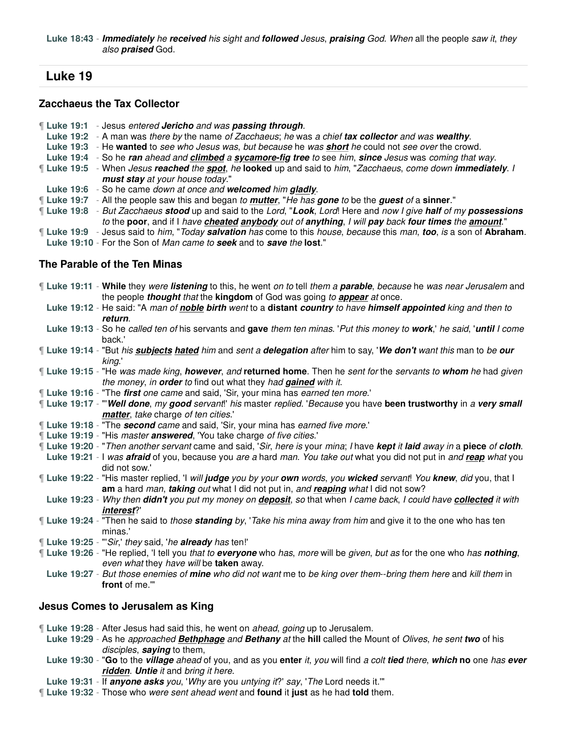**Luke 18:43** - ***Immediately*** *he* ***received*** *his sight and* ***followed*** *Jesus*, ***praising*** *God*. *When* all the people *saw it*, *they also* ***praised*** God.

## Luke 19

### Zacchaeus the Tax Collector

¶ **Luke 19:1** - Jesus *entered* ***Jericho*** *and was* ***passing through***.
**Luke 19:2** - A man was *there by* the name *of Zacchaeus*; *he* was *a chief* ***tax collector*** *and was* ***wealthy***.
**Luke 19:3** - He **wanted** to *see who Jesus was*, *but because* he *was* ***short*** *he* could not *see over* the crowd.
**Luke 19:4** - So he ***ran*** *ahead and* ***climbed*** *a* ***sycamore-fig tree*** *to* see *him*, ***since*** *Jesus* was *coming that way*.
¶ **Luke 19:5** - When *Jesus* ***reached*** *the* ***spot***, *he* **looked** up and said to *him*, "*Zacchaeus*, *come down* ***immediately***. *I* ***must stay*** *at your house today*."
**Luke 19:6** - So he came *down at once and* ***welcomed*** *him* ***gladly***.
¶ **Luke 19:7** - All the people saw this and began *to* ***mutter***, "*He has* ***gone*** *to* be the ***guest*** *of* a **sinner**."
¶ **Luke 19:8** - *But Zacchaeus* ***stood*** up and said to the *Lord*, "***Look***, *Lord*! Here and *now I give* ***half*** of my ***possessions*** *to* the **poor**, and if I *have* ***cheated anybody*** *out of* ***anything***, *I will* ***pay*** back ***four times*** *the* ***amount***."
¶ **Luke 19:9** - Jesus said to *him*, "*Today* ***salvation*** *has* come to this *house*, *because* this *man*, ***too***, *is* a son of **Abraham**.
**Luke 19:10** - For the Son of *Man came to* ***seek*** and to ***save*** *the* **lost**."

### The Parable of the Ten Minas

¶ **Luke 19:11** - **While** they *were* ***listening*** to this, he went *on to* tell *them a* ***parable***, *because* he *was near Jerusalem* and the people ***thought*** *that* the **kingdom** of God was going *to* ***appear*** *at* once.
**Luke 19:12** - He said: "A *man of* ***noble birth*** *went* to a **distant** ***country*** *to have* ***himself appointed*** king and then to ***return***.
**Luke 19:13** - So he *called ten of* his servants and **gave** *them ten minas*. '*Put this money to* ***work***,' *he said*, '***until*** *I come* back.'
¶ **Luke 19:14** - "But *his* ***subjects hated*** him and *sent a* ***delegation*** *after* him to say, '***We don't*** *want this* man to *be* ***our*** *king*.'
¶ **Luke 19:15** - "He *was made king*, ***however***, *and* **returned home**. Then he *sent for* the *servants to* ***whom*** *he* had *given the money*, *in* ***order*** *to* find out what they *had* ***gained*** *with it*.
¶ **Luke 19:16** - "The ***first*** *one came* and said, 'Sir, your mina has *earned ten more*.'
¶ **Luke 19:17** - "'***Well done***, *my* ***good*** *servant*!' *his* master *replied*. '*Because* you have **been trustworthy** in *a* ***very small matter***, *take* charge *of ten cities*.'
¶ **Luke 19:18** - "The ***second*** *came* and said, 'Sir, your mina has *earned five more*.'
¶ **Luke 19:19** - "His *master* ***answered***, 'You take charge *of five cities*.'
¶ **Luke 19:20** - "*Then another servant* came and said, '*Sir*, *here is* your *mina*; *I* have ***kept*** *it* ***laid*** *away in* a **piece** *of* ***cloth***.
**Luke 19:21** - I *was* ***afraid*** of you, because you *are a* hard *man*. *You take out* what you did not put in *and* ***reap*** *what* you did not sow.'
¶ **Luke 19:22** - "His master replied, 'I *will* ***judge*** *you by your* ***own*** *words*, *you* ***wicked*** *servant*! *You* ***knew***, *did* you, that I **am** a hard *man*, ***taking*** *out* what I did not put in, *and* ***reaping*** *what* I did not sow?
**Luke 19:23** - *Why then* ***didn't*** *you put my money on* ***deposit***, *so* that when *I came back*, *I could have* ***collected*** *it with* ***interest***?'
¶ **Luke 19:24** - "Then he said to *those* ***standing*** *by*, '*Take his mina away from him* and give it to the one who has ten minas.'
¶ **Luke 19:25** - "'*Sir*,' *they* said, '*he* ***already*** *has* ten!'
¶ **Luke 19:26** - "He replied, 'I tell you *that to* ***everyone*** who *has*, *more* will be *given*, *but as* for the one who *has* ***nothing***, *even what* they *have will* be **taken** away.
**Luke 19:27** - *But those enemies of* ***mine*** *who did not want* me to *be king over them--bring them here* and *kill them* in **front** of me.'"

### Jesus Comes to Jerusalem as King

¶ **Luke 19:28** - After Jesus had said this, he went on *ahead*, *going* up to Jerusalem.
**Luke 19:29** - As he *approached* ***Bethphage*** *and* ***Bethany*** *at* the **hill** called the Mount of *Olives*, *he sent* ***two*** of his *disciples*, ***saying*** to them,
**Luke 19:30** - "**Go** to the ***village*** *ahead* of you, and as you **enter** *it*, *you* will find *a colt* ***tied*** *there*, ***which*** **no** one *has* ***ever ridden***. ***Untie*** *it* and *bring it here*.
**Luke 19:31** - If ***anyone asks*** *you*, '*Why* are you *untying it*?' *say*, '*The* Lord needs it.'"
¶ **Luke 19:32** - Those who *were sent ahead went* and **found** it **just** as he had **told** them.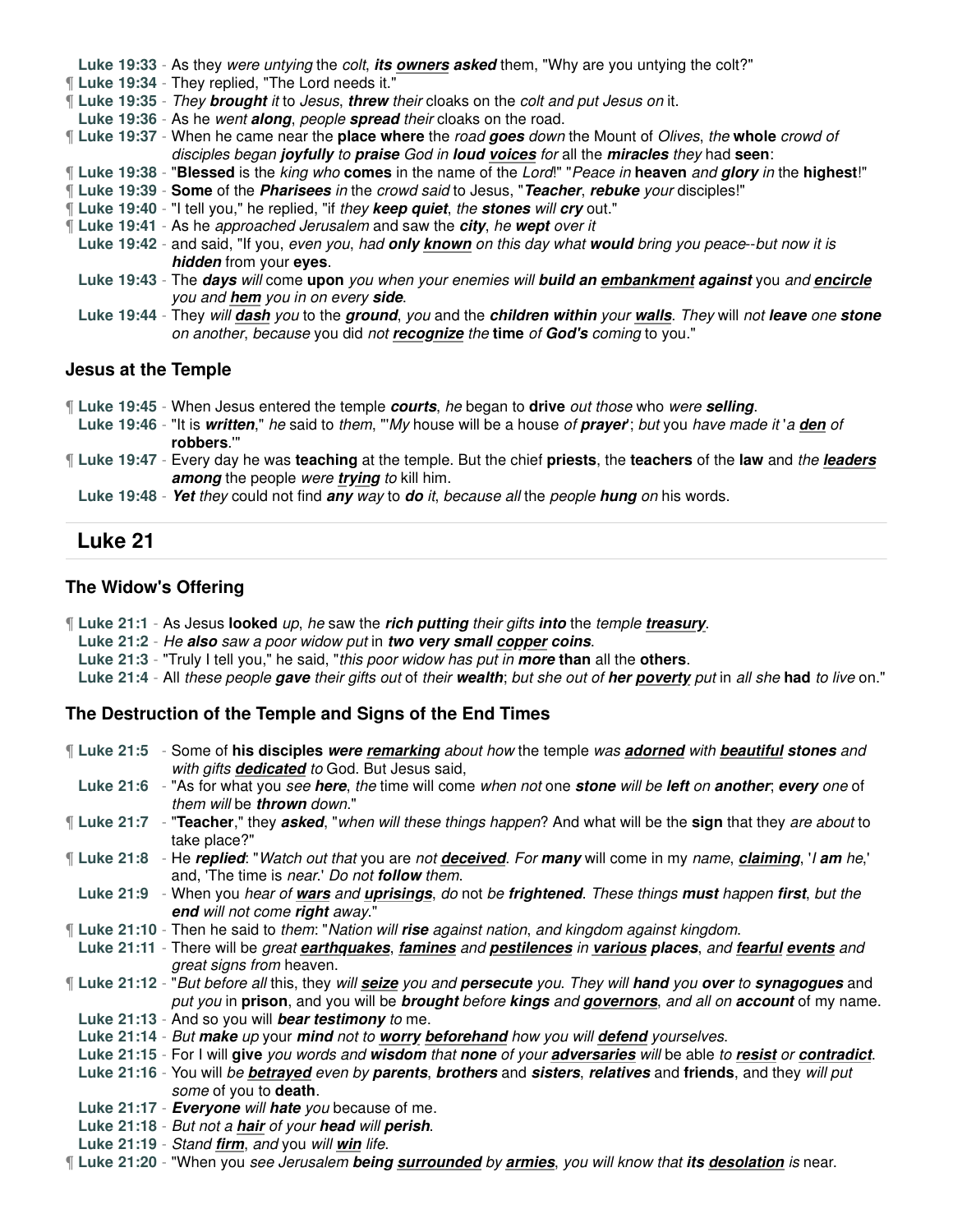**Luke 19:33** - As they *were untying* the *colt*, ***its owners asked*** them, "Why are you untying the colt?"

¶ **Luke 19:34** - They replied, "The Lord needs it."

¶ **Luke 19:35** - *They* ***brought*** *it* to *Jesus*, ***threw*** *their* cloaks on the *colt and put Jesus on* it.

**Luke 19:36** - As he *went* ***along***, *people* ***spread*** *their* cloaks on the road.

¶ **Luke 19:37** - When he came near the **place where** the *road* ***goes*** *down* the Mount of *Olives*, *the* **whole** *crowd of disciples began* ***joyfully*** *to* ***praise*** *God in* ***loud voices*** *for* all the ***miracles*** *they* had **seen**:

¶ **Luke 19:38** - "**Blessed** is the *king who* **comes** in the name of the *Lord*!" "*Peace in* **heaven** *and* ***glory*** *in* the **highest**!"

¶ **Luke 19:39** - **Some** of the ***Pharisees*** *in* the *crowd said* to Jesus, "***Teacher***, ***rebuke*** *your* disciples!"

¶ **Luke 19:40** - "I tell you," he replied, "if *they* ***keep quiet***, *the* ***stones*** *will* ***cry*** out."

¶ **Luke 19:41** - As he *approached Jerusalem* and saw the ***city***, *he* ***wept*** *over it*

**Luke 19:42** - and said, "If you, *even you*, had ***only known*** *on this day what* ***would*** *bring you peace--but now it is* ***hidden*** from your **eyes**.

**Luke 19:43** - The ***days*** *will* come **upon** *you when your enemies will* ***build an embankment against*** you *and* ***encircle*** *you and* ***hem*** *you in on every* ***side***.

**Luke 19:44** - They *will* ***dash*** *you* to the ***ground***, *you* and the ***children within*** *your* ***walls***. *They* will *not* ***leave*** *one* ***stone*** *on another*, *because* you did *not* ***recognize*** *the* **time** *of* ***God's*** *coming* to you."

### Jesus at the Temple

¶ **Luke 19:45** - When Jesus entered the temple ***courts***, *he* began to **drive** *out those* who *were* ***selling***.

**Luke 19:46** - "It is ***written***," *he* said to *them*, "'*My* house will be a house *of* ***prayer***'; *but* you *have made it* '*a* ***den*** of **robbers**.'"

¶ **Luke 19:47** - Every day he was **teaching** at the temple. But the chief **priests**, the **teachers** of the **law** and *the* ***leaders among*** the people *were* ***trying*** *to* kill him.

**Luke 19:48** - ***Yet*** *they* could not find ***any*** *way* to ***do*** *it*, *because all* the *people* **hung** *on* his words.

## Luke 21

### The Widow's Offering

¶ **Luke 21:1** - As Jesus **looked** *up*, *he* saw the ***rich putting*** *their gifts* ***into*** the *temple* ***treasury***.

**Luke 21:2** - *He* ***also*** *saw a poor widow put* in ***two very small copper coins***.

**Luke 21:3** - "Truly I tell you," he said, "*this poor widow has put in* ***more*** **than** all the **others**.

**Luke 21:4** - All *these people* ***gave*** *their gifts out* of *their* ***wealth***; *but she out of* ***her poverty*** *put* in *all she* **had** *to live* on."

### The Destruction of the Temple and Signs of the End Times

¶ **Luke 21:5** - Some of **his disciples** ***were remarking*** *about how* the temple *was* ***adorned*** *with* ***beautiful stones*** *and with gifts* ***dedicated*** *to* God. But Jesus said,

**Luke 21:6** - "As for what you *see* ***here***, *the* time will come *when not* one ***stone*** *will be* ***left*** on ***another***; ***every*** *one* of *them will* be ***thrown*** *down*."

¶ **Luke 21:7** - "**Teacher**," they ***asked***, "*when will these things happen*? And what will be the **sign** that they *are about* to take place?"

¶ **Luke 21:8** - He ***replied***: "*Watch out that* you are *not* ***deceived***. *For* ***many*** will come in my *name*, ***claiming***, '*I* ***am*** *he*,' and, 'The time is *near*.' *Do not* ***follow*** *them*.

**Luke 21:9** - When you *hear of* ***wars*** *and* ***uprisings***, *do* not *be* ***frightened***. *These things* ***must*** *happen* ***first***, *but the* ***end*** *will not come* ***right*** *away*."

¶ **Luke 21:10** - Then he said to *them*: "*Nation will* ***rise*** *against nation*, *and kingdom against kingdom*.

**Luke 21:11** - There will be *great* ***earthquakes***, ***famines*** and ***pestilences*** *in* ***various places***, and ***fearful events*** *and great signs from* heaven.

¶ **Luke 21:12** - "*But before all* this, they *will* ***seize*** you and ***persecute*** *you*. *They will* ***hand*** *you* ***over*** to ***synagogues*** and *put you* in **prison**, and you will be ***brought*** *before* ***kings*** and ***governors***, *and all on* ***account*** of my name.

**Luke 21:13** - And so you will ***bear testimony*** *to* me.

**Luke 21:14** - *But* ***make*** *up* your ***mind*** *not to* ***worry beforehand*** *how you will* ***defend*** *yourselves*.

**Luke 21:15** - For I will **give** *you words and* ***wisdom*** that ***none*** *of your* ***adversaries*** *will* be able *to* ***resist*** *or* ***contradict***.

**Luke 21:16** - You will *be* ***betrayed*** even by ***parents***, ***brothers*** and ***sisters***, ***relatives*** and **friends**, and they *will put some* of you to **death**.

**Luke 21:17** - ***Everyone*** *will* ***hate*** *you* because of me.

**Luke 21:18** - *But not a* ***hair*** *of your* ***head*** *will* ***perish***.

**Luke 21:19** - *Stand* ***firm***, *and* you *will* ***win*** *life*.

¶ **Luke 21:20** - "When you *see Jerusalem* ***being surrounded*** *by* ***armies***, *you will know that* ***its desolation*** *is* near.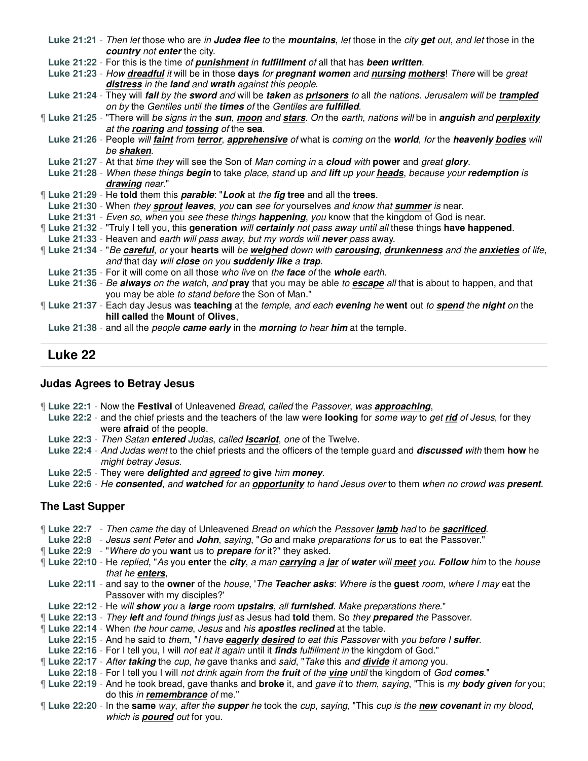**Luke 21:21** - *Then let* those who are *in* ***Judea flee*** *to* the ***mountains***, *let* those in the *city* ***get*** *out*, *and let* those in the ***country*** *not* ***enter*** the city.

**Luke 21:22** - For this is the time *of* ***punishment*** *in* ***fulfillment*** *of* all that has ***been written***.

**Luke 21:23** - *How* ***dreadful*** *it* will be in those **days** *for* ***pregnant women*** and ***nursing mothers***! *There* will be *great* ***distress*** *in the* ***land*** and ***wrath*** *against this people*.

**Luke 21:24** - They will ***fall*** *by the* ***sword*** *and* will be ***taken*** *as* ***prisoners*** *to* all *the nations*. *Jerusalem will be* ***trampled*** *on by* the *Gentiles until the* ***times*** *of* the *Gentiles are* ***fulfilled***.

¶ **Luke 21:25** - "There will *be signs in* the ***sun***, ***moon*** and ***stars***. *On* the *earth*, *nations will* be in ***anguish*** and ***perplexity*** *at the* ***roaring*** and ***tossing*** *of* the **sea**.

**Luke 21:26** - People *will* ***faint*** *from* ***terror***, ***apprehensive*** *of* what is *coming on* the ***world***, *for* the ***heavenly bodies*** *will be* ***shaken***.

**Luke 21:27** - At that *time they* will see the Son of *Man coming in* a ***cloud*** *with* **power** and *great* ***glory***.

**Luke 21:28** - *When these things* ***begin*** to take *place*, *stand* up *and* ***lift*** *up your* ***heads***, *because your* ***redemption*** *is* ***drawing*** *near*."

¶ **Luke 21:29** - He **told** them this ***parable***: "***Look*** at *the* ***fig*** **tree** and all the **trees**.

**Luke 21:30** - When *they* ***sprout leaves***, *you* **can** *see for* yourselves *and know that* ***summer*** *is* near.

**Luke 21:31** - *Even so*, *when* you *see these things* ***happening***, *you* know that the kingdom of God is near.

¶ **Luke 21:32** - "Truly I tell you, this **generation** *will* ***certainly*** *not* pass away until *all* these things **have happened**.

**Luke 21:33** - Heaven and *earth will pass away*, *but my words will* ***never*** *pass* away.

¶ **Luke 21:34** - "*Be* ***careful***, *or* your **hearts** will *be* ***weighed*** down with ***carousing***, ***drunkenness*** and the ***anxieties*** *of life*, *and* that day *will* ***close*** *on you* ***suddenly like*** *a* ***trap***.

**Luke 21:35** - For it will come on all those *who live* on *the* ***face*** *of* the ***whole*** *earth*.

**Luke 21:36** - *Be* ***always*** *on the watch*, *and* **pray** that you may be able *to* ***escape*** *all* that is about to happen, and that you may be able *to stand before* the Son of Man."

¶ **Luke 21:37** - Each day Jesus was **teaching** at the *temple*, *and each* ***evening*** *he* **went** out *to* ***spend*** *the* ***night*** *on* the **hill called** the **Mount** of **Olives**,

**Luke 21:38** - and all the *people* ***came early*** in the ***morning*** *to hear* ***him*** at the temple.

## Luke 22

### Judas Agrees to Betray Jesus

¶ **Luke 22:1** - Now the **Festival** of Unleavened *Bread*, *called* the *Passover*, *was* ***approaching***,

**Luke 22:2** - and the chief priests and the teachers of the law were **looking** for *some way* to *get* ***rid*** *of Jesus*, for they were **afraid** of the people.

**Luke 22:3** - *Then Satan* ***entered*** *Judas*, *called* ***Iscariot***, *one* of the Twelve.

**Luke 22:4** - *And Judas went* to the chief priests and the officers of the temple guard and ***discussed*** *with* them **how** he *might betray Jesus*.

**Luke 22:5** - They were ***delighted*** *and* ***agreed*** *to* **give** *him* ***money***.

**Luke 22:6** - *He* ***consented***, *and* ***watched*** *for an* ***opportunity*** *to hand Jesus over* to them *when no crowd was* ***present***.

### The Last Supper

¶ **Luke 22:7** - *Then came the* day of Unleavened *Bread on which* the *Passover* ***lamb*** *had* to *be* ***sacrificed***.

**Luke 22:8** - *Jesus sent Peter* and ***John***, *saying*, "*Go* and make *preparations for* us to eat the Passover."

¶ **Luke 22:9** - "*Where do* you **want** us to ***prepare*** *for* it?" they asked.

¶ **Luke 22:10** - He *replied*, "*As* you **enter** the ***city***, *a man* ***carrying*** *a* ***jar*** *of* ***water*** *will* ***meet*** *you*. ***Follow*** *him* to the *house that he* ***enters***,

**Luke 22:11** - and say to the **owner** of the *house*, '*The* ***Teacher asks***: *Where is* the **guest** *room*, *where I may* eat the Passover with my disciples?'

**Luke 22:12** - He *will* ***show*** *you* a ***large*** room ***upstairs***, *all* ***furnished***. *Make preparations there*."

¶ **Luke 22:13** - *They* ***left*** *and found things just* as Jesus had **told** them. So *they* ***prepared*** *the* Passover.

¶ **Luke 22:14** - When *the hour came*, *Jesus* and *his* ***apostles reclined*** at the table.

**Luke 22:15** - And he said to *them*, "*I have* ***eagerly desired*** *to eat this Passover* with *you before I* ***suffer***.

**Luke 22:16** - For I tell you, I will *not eat it again* until it ***finds*** *fulfillment in* the kingdom of God."

¶ **Luke 22:17** - *After* ***taking*** the *cup*, *he* gave thanks and *said*, "*Take* this *and* ***divide*** *it among* you.

**Luke 22:18** - For I tell you I will *not drink again from the* ***fruit*** *of the* ***vine*** *until* the kingdom of *God* ***comes***."

¶ **Luke 22:19** - And he took bread, gave thanks and **broke** it, and *gave it* to *them*, *saying*, "This is *my* ***body given*** *for* you; do this *in* ***remembrance*** *of* me."

¶ **Luke 22:20** - In the **same** *way*, *after the* ***supper*** *he* took the *cup*, *saying*, "This *cup is the* ***new covenant*** *in my blood*, *which is* ***poured*** *out* for you.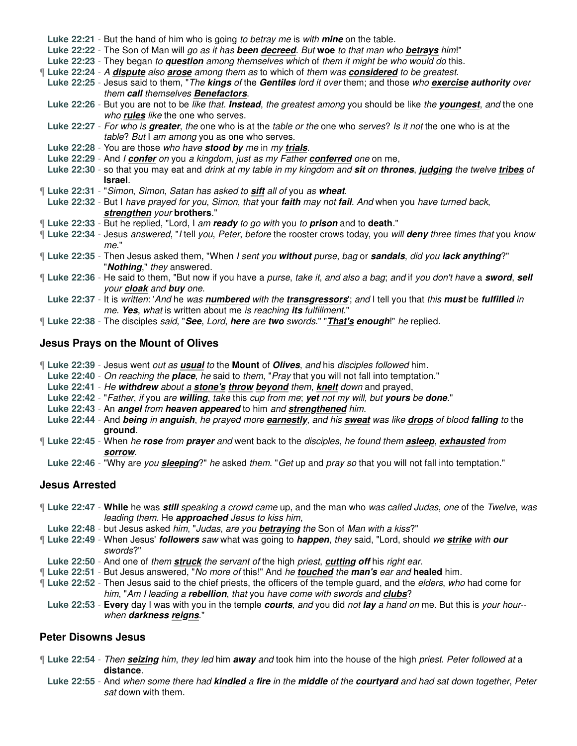**Luke 22:21** - But the hand of him who is going *to betray me* is *with* ***mine*** on the table.
**Luke 22:22** - The Son of Man will *go as it has* ***been decreed***. *But* **woe** *to that man who* ***betrays*** *him!*"
**Luke 22:23** - They began *to* ***question*** *among themselves which* of *them it might be who would do* this.
¶ **Luke 22:24** - *A* ***dispute*** *also* ***arose*** *among them as* to which of *them was* ***considered*** *to be greatest*.
**Luke 22:25** - Jesus said to them, "*The* ***kings*** *of* the ***Gentiles*** *lord it over* them; and those *who* ***exercise authority*** *over them* ***call*** *themselves* ***Benefactors***.
**Luke 22:26** - But you are not to be *like that*. ***Instead***, *the greatest among* you should be like *the* ***youngest***, *and* the one *who* ***rules*** *like* the one who serves.
**Luke 22:27** - *For who is* ***greater***, *the* one who is at the *table or the* one who *serves*? *Is it not* the one who is at the *table*? *But* I *am among* you as one who serves.
**Luke 22:28** - You are those *who have* ***stood by*** *me* in *my* ***trials***.
**Luke 22:29** - And *I* ***confer*** *on* you *a kingdom*, *just as my Father* ***conferred*** *one* on me,
**Luke 22:30** - so that you may eat and *drink at my table in my kingdom and* ***sit*** on ***thrones***, ***judging*** *the twelve* ***tribes*** *of* **Israel**.
¶ **Luke 22:31** - "*Simon*, *Simon*, *Satan has asked to* ***sift*** *all of* you *as* ***wheat***.
**Luke 22:32** - But I *have prayed for you*, *Simon*, *that* your ***faith*** *may not* ***fail***. *And* when you *have turned back*, ***strengthen*** *your* **brothers**."
¶ **Luke 22:33** - But he replied, "Lord, I *am* ***ready*** *to go with* you *to* ***prison*** and to **death**."
¶ **Luke 22:34** - Jesus *answered*, "*I* tell *you*, *Peter*, *before* the rooster crows today, you *will* ***deny*** *three times that* you *know me*."
¶ **Luke 22:35** - Then Jesus asked them, "When *I sent you* ***without*** *purse*, *bag* or ***sandals***, *did you* ***lack anything***?" "***Nothing***," *they* answered.
¶ **Luke 22:36** - He said to them, "But now if you have a *purse*, *take it*, *and also a bag*; *and* if *you don't have* a ***sword***, ***sell*** *your* ***cloak*** and ***buy*** *one*.
**Luke 22:37** - It is *written*: '*And* he *was* ***numbered*** *with the* ***transgressors***'; *and* I tell you that *this* ***must*** be ***fulfilled*** *in me*. ***Yes***, *what* is written about me *is reaching* ***its*** *fulfillment*."
¶ **Luke 22:38** - The disciples *said*, "***See***, *Lord*, ***here*** *are* ***two*** *swords*." "***That's enough***!" *he* replied.

### Jesus Prays on the Mount of Olives

¶ **Luke 22:39** - Jesus went *out as* ***usual*** *to* the **Mount** of ***Olives***, *and* his *disciples followed* him.
**Luke 22:40** - *On reaching the* ***place***, *he* said to *them*, "*Pray* that you will not fall into temptation."
**Luke 22:41** - *He* ***withdrew*** about *a* ***stone's throw beyond*** them, ***knelt*** *down* and prayed,
**Luke 22:42** - "*Father*, *if* you *are* ***willing***, *take* this *cup from me*; ***yet*** *not my will*, *but* ***yours*** *be* ***done***."
**Luke 22:43** - An ***angel*** *from* ***heaven appeared*** to him *and* ***strengthened*** *him*.
**Luke 22:44** - And ***being*** *in* ***anguish***, *he prayed more* ***earnestly***, *and his* ***sweat*** *was like* ***drops*** *of blood* ***falling*** *to* the **ground**.
¶ **Luke 22:45** - When *he* ***rose*** *from* ***prayer*** *and* went back to the *disciples*, *he found them* ***asleep***, ***exhausted*** *from* ***sorrow***.
**Luke 22:46** - "Why are *you* ***sleeping***?" *he* asked *them*. "*Get* up and *pray so* that you will not fall into temptation."

### Jesus Arrested

¶ **Luke 22:47** - **While** he was ***still*** *speaking a crowd came* up, and the man who *was called Judas*, *one* of the *Twelve*, *was leading them*. He ***approached*** *Jesus to kiss him*,
**Luke 22:48** - but Jesus asked *him*, "*Judas*, *are you* ***betraying*** *the* Son of *Man with a kiss*?"
¶ **Luke 22:49** - When Jesus' ***followers*** *saw* what was going to ***happen***, *they* said, "Lord, should *we* ***strike*** *with* ***our*** *swords*?"
**Luke 22:50** - And one of *them* ***struck*** *the servant of* the high *priest*, ***cutting off*** his *right ear*.
¶ **Luke 22:51** - But Jesus answered, "*No more of* this!" And *he* ***touched*** *the* ***man's*** *ear and* **healed** him.
¶ **Luke 22:52** - Then Jesus said to the chief priests, the officers of the temple guard, and the *elders*, *who* had come for *him*, "*Am I leading a* ***rebellion***, *that* you *have come with swords and* ***clubs***?
**Luke 22:53** - **Every** day I was with you in the temple ***courts***, *and* you did *not* ***lay*** *a hand on* me. But this is *your hour--when* ***darkness reigns***."

### Peter Disowns Jesus

¶ **Luke 22:54** - *Then* ***seizing*** *him*, *they led* him ***away*** *and* took him into the house of the high *priest*. *Peter followed at* a **distance**.
**Luke 22:55** - And *when some there had* ***kindled*** *a* ***fire*** *in the* ***middle*** *of the* ***courtyard*** *and had sat down together*, *Peter sat* down with them.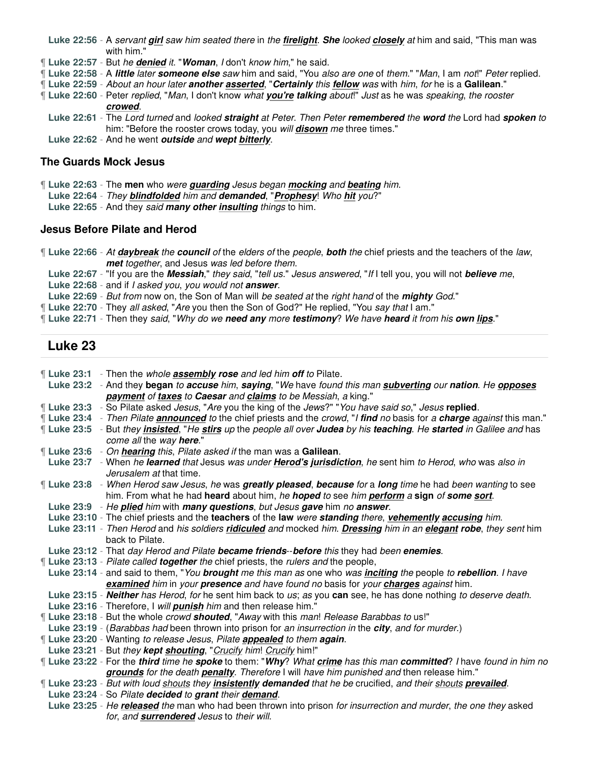**Luke 22:56** - A *servant* ***girl*** *saw him seated there* in *the* ***firelight***. ***She*** *looked* ***closely*** *at* him and said, "This man was with him."

¶ **Luke 22:57** - But *he* ***denied*** *it*. "***Woman***, *I* don't *know him*," he said.

¶ **Luke 22:58** - A ***little*** *later* ***someone else*** *saw* him and said, "You *also are one* of *them*." "*Man*, I am *not*!" *Peter* replied.

¶ **Luke 22:59** - *About an hour later* ***another asserted***, "***Certainly*** this ***fellow*** *was* with *him*, *for* he is a **Galilean**."

¶ **Luke 22:60** - Peter *replied*, "*Man*, I don't know *what* ***you're talking*** *about*!" *Just* as he was *speaking*, *the rooster* ***crowed***.

**Luke 22:61** - The *Lord turned* and *looked* ***straight*** *at Peter. Then Peter* ***remembered*** *the* ***word*** *the* Lord had ***spoken*** *to* him: "Before the rooster crows today, you *will* ***disown*** *me* three times."

**Luke 22:62** - And he went ***outside*** *and* ***wept bitterly***.

### The Guards Mock Jesus

¶ **Luke 22:63** - The **men** who *were* ***guarding*** *Jesus began* ***mocking*** *and* ***beating*** *him*.

**Luke 22:64** - *They* ***blindfolded*** *him and* ***demanded***, "***Prophesy***! *Who* ***hit*** *you*?"

**Luke 22:65** - And they *said* ***many other insulting*** *things* to him.

### Jesus Before Pilate and Herod

¶ **Luke 22:66** - *At* ***daybreak*** *the* ***council*** *of* the *elders of* the *people*, ***both*** *the* chief priests and the teachers of the *law*, ***met*** *together*, and Jesus *was led before them*.

**Luke 22:67** - "If you are the ***Messiah***," *they said*, "*tell us*." *Jesus answered*, "*If* I tell you, you will not ***believe*** *me*,

**Luke 22:68** - and if *I asked you*, *you would not* ***answer***.

**Luke 22:69** - *But from* now on, the Son of Man will *be seated at* the *right hand* of the ***mighty*** *God*."

¶ **Luke 22:70** - They *all asked*, "*Are* you then the Son of God?" He replied, "You *say that* I am."

¶ **Luke 22:71** - Then they *said*, "*Why do we* ***need any*** *more* ***testimony***? *We have* ***heard*** *it from his* ***own lips***."

## Luke 23

¶ **Luke 23:1** - Then the *whole* ***assembly rose*** *and led him* ***off*** *to* Pilate.

**Luke 23:2** - And they **began** *to* ***accuse*** *him*, ***saying***, "*We* have *found this man* ***subverting*** *our* ***nation***. *He* ***opposes payment*** *of* ***taxes*** *to* ***Caesar*** *and* ***claims*** *to be Messiah*, *a* king."

¶ **Luke 23:3** - So Pilate asked *Jesus*, "*Are* you the king of the *Jews*?" "*You have said so*," *Jesus* **replied**.

¶ **Luke 23:4** - *Then Pilate* ***announced*** *to* the chief priests and the *crowd*, "*I* ***find*** *no* basis for *a* ***charge*** *against* this man."

¶ **Luke 23:5** - But *they* ***insisted***, "*He* ***stirs*** *up the people all over* ***Judea*** *by his* ***teaching***. *He* ***started*** *in Galilee and* has *come all* the *way* ***here***."

¶ **Luke 23:6** - *On* ***hearing*** *this*, *Pilate asked if* the man was a **Galilean**.

**Luke 23:7** - When *he* ***learned*** *that* Jesus *was under* ***Herod's jurisdiction***, *he* sent him *to Herod*, *who* was *also in Jerusalem at* that time.

¶ **Luke 23:8** - *When Herod saw Jesus*, *he* was ***greatly pleased***, ***because*** *for* a ***long*** *time* he had *been wanting* to see him. From what he had **heard** about him, *he* ***hoped*** *to* see *him* ***perform*** *a* **sign** *of* ***some sort***.

**Luke 23:9** - *He* ***plied*** *him* with ***many questions***, *but Jesus* ***gave*** him *no* ***answer***.

**Luke 23:10** - The chief priests and the **teachers** of the **law** *were* ***standing*** *there*, ***vehemently accusing*** *him*.

**Luke 23:11** - *Then Herod* and *his soldiers* ***ridiculed*** *and* mocked *him*. ***Dressing*** *him in an* ***elegant robe***, *they sent* him back to Pilate.

**Luke 23:12** - That *day Herod and Pilate* ***became friends***--***before*** *this* they had *been* ***enemies***.

¶ **Luke 23:13** - *Pilate called* ***together*** *the* chief priests, the *rulers and* the people,

**Luke 23:14** - and said to them, "*You* ***brought*** *me this man as* one who *was* ***inciting*** *the* people *to* ***rebellion***. *I have* ***examined*** *him* in *your* ***presence*** *and have found no* basis for *your* ***charges*** *against* him.

**Luke 23:15** - ***Neither*** has *Herod*, *for* he sent him back to *us*; *as* you **can** see, he has done nothing *to deserve death*.

**Luke 23:16** - Therefore, I *will* ***punish*** him and then release him."

¶ **Luke 23:18** - But the whole *crowd* ***shouted***, "*Away* with this *man*! *Release Barabbas to* us!"

**Luke 23:19** - (*Barabbas had* been thrown into prison for *an insurrection in* the ***city***, *and for murder.*)

¶ **Luke 23:20** - Wanting *to release Jesus*, *Pilate* ***appealed*** *to them* ***again***.

**Luke 23:21** - But *they* ***kept shouting***, "*Crucify* him! *Crucify* him!"

¶ **Luke 23:22** - For the ***third*** *time he* ***spoke*** to them: "***Why***? *What* ***crime*** *has this man* ***committed***? *I* have *found in him no* ***grounds*** *for the death* ***penalty***. *Therefore* I will *have him punished and* then release him."

¶ **Luke 23:23** - *But with loud shouts they* ***insistently demanded*** *that he be* crucified, *and their shouts* ***prevailed***.

**Luke 23:24** - So *Pilate* ***decided*** *to* ***grant*** *their* ***demand***.

**Luke 23:25** - *He* ***released*** *the* man who had been thrown into prison *for insurrection and murder*, *the one they* asked *for*, *and* ***surrendered*** Jesus to *their will*.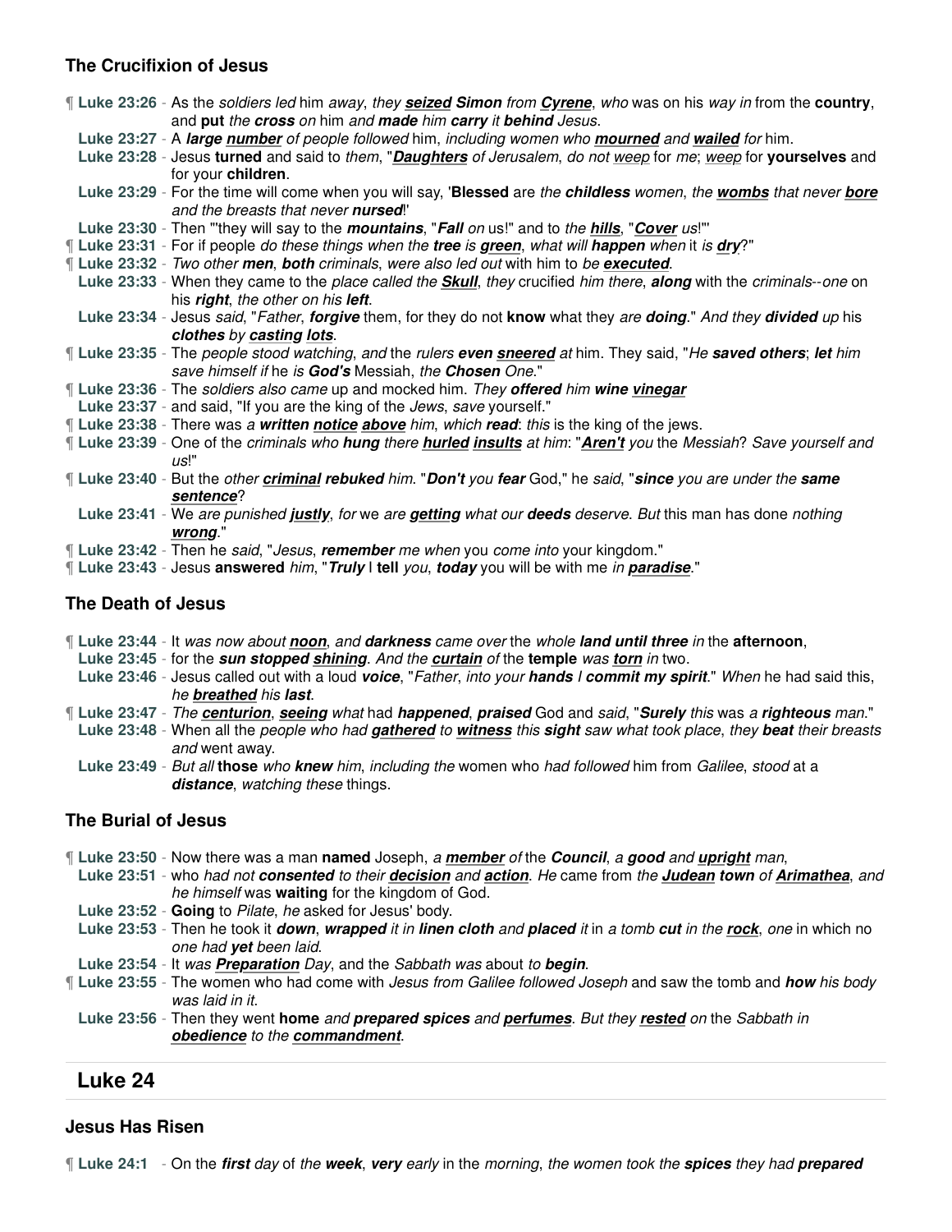### The Crucifixion of Jesus

¶ **Luke 23:26** - As the *soldiers led* him *away*, *they* ***seized*** ***Simon*** *from* ***Cyrene***, *who* was on his *way in* from the **country**, and **put** *the* ***cross*** *on* him *and* ***made*** *him* ***carry*** *it* ***behind*** *Jesus*.
**Luke 23:27** - A ***large*** ***number*** *of people followed* him, *including women who* ***mourned*** *and* ***wailed*** *for* him.
**Luke 23:28** - Jesus **turned** and said to *them*, "***Daughters*** *of Jerusalem*, *do not weep* for *me*; *weep* for **yourselves** and for your **children**.
**Luke 23:29** - For the time will come when you will say, '**Blessed** are *the* ***childless*** *women*, *the* ***wombs*** *that never* ***bore*** *and the breasts that never* ***nursed***!'
**Luke 23:30** - Then "'they will say to the ***mountains***, "***Fall*** *on* us!" and to *the* ***hills***, "***Cover*** *us*!"'
¶ **Luke 23:31** - For if people *do these things when the* ***tree*** *is* ***green***, *what will* ***happen*** *when* it *is* ***dry***?"
¶ **Luke 23:32** - *Two other* ***men***, ***both*** *criminals*, *were also led out* with him to *be* ***executed***.
**Luke 23:33** - When they came to the *place called the* ***Skull***, *they* crucified *him there*, ***along*** with the *criminals--one* on his ***right***, *the other on his* ***left***.
**Luke 23:34** - Jesus *said*, "*Father*, ***forgive*** them, for they do not **know** what they *are* ***doing***." *And they* ***divided*** *up* his ***clothes*** *by* ***casting*** ***lots***.
¶ **Luke 23:35** - The *people stood watching*, *and* the *rulers* ***even*** ***sneered*** *at* him. They said, "*He* ***saved others***; ***let*** *him save himself if* he *is* ***God's*** Messiah, *the* ***Chosen*** *One*."
¶ **Luke 23:36** - The *soldiers also came* up and mocked him. *They* ***offered*** him ***wine*** ***vinegar***
**Luke 23:37** - and said, "If you are the king of the *Jews*, *save* yourself."
¶ **Luke 23:38** - There was *a* ***written*** ***notice*** ***above*** him, *which* ***read***: *this* is the king of the jews.
¶ **Luke 23:39** - One of the *criminals who* ***hung*** there ***hurled*** ***insults*** at *him*: "***Aren't*** *you* the *Messiah*? *Save yourself and us*!"
¶ **Luke 23:40** - But the *other* ***criminal*** ***rebuked*** him. "***Don't*** you ***fear*** God," he *said*, "***since*** *you are under the* ***same*** ***sentence***?
**Luke 23:41** - We *are punished* ***justly***, *for* we *are* ***getting*** *what our* ***deeds*** *deserve*. *But* this man has done *nothing* ***wrong***."
¶ **Luke 23:42** - Then he *said*, "*Jesus*, ***remember*** *me when* you *come into* your kingdom."
¶ **Luke 23:43** - Jesus **answered** *him*, "***Truly*** I **tell** *you*, ***today*** you will be with me *in* ***paradise***."

### The Death of Jesus

¶ **Luke 23:44** - It *was now about* ***noon***, *and* ***darkness*** *came over* the *whole* ***land until three*** *in* the **afternoon**,
**Luke 23:45** - for the ***sun stopped*** ***shining***. *And the* ***curtain*** *of* the **temple** *was* ***torn*** *in* two.
**Luke 23:46** - Jesus called out with a loud ***voice***, "*Father*, *into your* ***hands*** *I* ***commit my spirit***." *When* he had said this, *he* ***breathed*** *his* ***last***.
¶ **Luke 23:47** - *The* ***centurion***, ***seeing*** *what* had ***happened***, ***praised*** God and *said*, "***Surely*** *this* was *a* ***righteous*** *man*."
**Luke 23:48** - When all the *people who had* ***gathered*** *to* ***witness*** *this* ***sight*** *saw what took place*, *they* ***beat*** *their breasts and* went away.
**Luke 23:49** - *But all* **those** *who* ***knew*** *him*, *including the* women who *had followed* him from *Galilee*, *stood* at a ***distance***, *watching these* things.

### The Burial of Jesus

¶ **Luke 23:50** - Now there was a man **named** Joseph, *a* ***member*** *of* the ***Council***, *a* ***good*** *and* ***upright*** *man*,
**Luke 23:51** - who *had not* ***consented*** *to their* ***decision*** *and* ***action***. *He* came from *the* ***Judean*** ***town*** *of* ***Arimathea***, *and he himself* was **waiting** for the kingdom of God.
**Luke 23:52** - **Going** to *Pilate*, *he* asked for Jesus' body.
**Luke 23:53** - Then he took it ***down***, ***wrapped*** *it in* ***linen cloth*** *and* ***placed*** *it* in *a tomb* ***cut*** *in the* ***rock***, *one* in which no *one had* ***yet*** *been laid*.
**Luke 23:54** - It *was* ***Preparation*** *Day*, and the *Sabbath was* about *to* ***begin***.
¶ **Luke 23:55** - The women who had come with *Jesus from Galilee followed Joseph* and saw the tomb and ***how*** *his body was laid in it*.
**Luke 23:56** - Then they went **home** *and* ***prepared spices*** *and* ***perfumes***. *But they* ***rested*** *on* the *Sabbath in* ***obedience*** *to the* ***commandment***.

## Luke 24

### Jesus Has Risen

¶ **Luke 24:1** - On the ***first*** *day* of *the* ***week***, ***very*** *early* in the *morning*, *the women took the* ***spices*** *they had* ***prepared***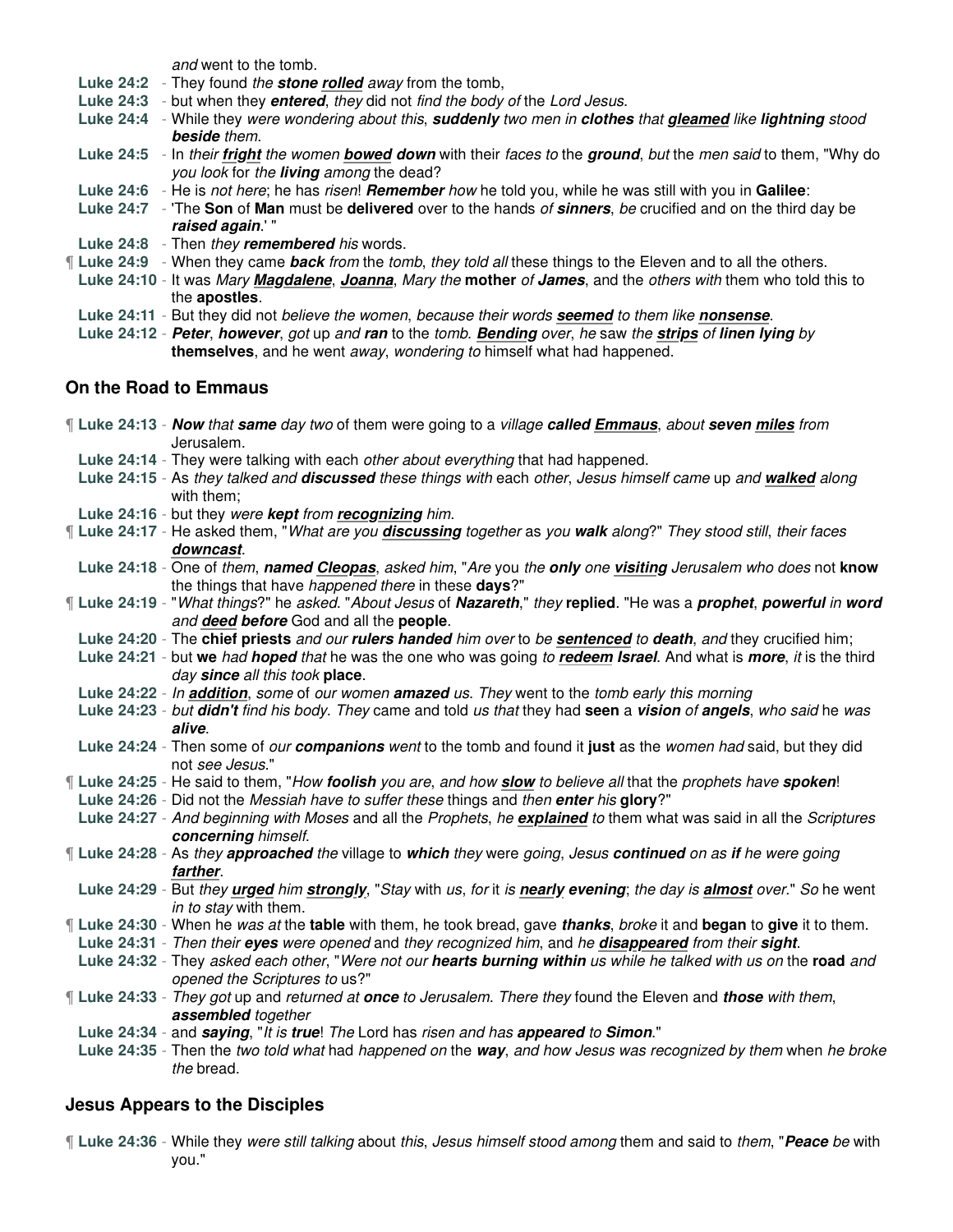*and* went to the tomb.

**Luke 24:2** - They found *the* ***stone*** ***<u>rolled</u>*** *away* from the tomb,

**Luke 24:3** - but when they ***entered***, *they* did not *find the body of* the *Lord Jesus*.

**Luke 24:4** - While they *were wondering about this*, ***suddenly*** two men in **clothes** *that* ***<u>gleamed</u>*** *like* **lightning** *stood* ***beside*** *them*.

**Luke 24:5** - In *their* ***<u>fright</u>*** *the women* ***<u>bowed</u>*** ***down*** with their *faces to* the ***ground***, *but* the *men said* to them, "Why do *you look* for *the* ***living*** *among* the dead?

**Luke 24:6** - He is *not here*; he has *risen*! ***Remember*** *how* he told you, while he was still with you in **Galilee**:

**Luke 24:7** - 'The **Son** of **Man** must be **delivered** over to the hands *of* ***sinners***, *be* crucified and on the third day be ***raised again***.' "

**Luke 24:8** - Then *they* ***remembered*** *his* words.

¶ **Luke 24:9** - When they came ***back*** *from* the *tomb*, *they told all* these things to the Eleven and to all the others.

**Luke 24:10** - It was *Mary* ***<u>Magdalene</u>***, ***<u>Joanna</u>***, *Mary the* **mother** *of* ***James***, and the *others with* them who told this to the **apostles**.

**Luke 24:11** - But they did not *believe the women*, *because their words* ***<u>seemed</u>*** *to them like* ***<u>nonsense</u>***.

**Luke 24:12** - ***Peter***, ***however***, *got* up *and* ***ran*** to the *tomb*. ***<u>Bending</u>*** *over*, *he* saw *the* ***<u>strips</u>*** *of* ***linen lying*** *by* **themselves**, and he went *away*, *wondering to* himself what had happened.

## On the Road to Emmaus

¶ **Luke 24:13** - ***Now*** *that* ***same*** *day two* of them were going to a *village* ***called*** ***<u>Emmaus</u>***, *about* ***seven*** ***<u>miles</u>*** *from* Jerusalem.

**Luke 24:14** - They were talking with each *other about everything* that had happened.

**Luke 24:15** - As *they talked and* ***discussed*** *these things with* each *other*, *Jesus himself came* up *and* ***<u>walked</u>*** along with them;

**Luke 24:16** - but *they were* ***kept*** *from* ***<u>recognizing</u>*** *him*.

¶ **Luke 24:17** - He asked them, "*What are you* ***<u>discussing</u>*** *together* as *you* ***walk*** *along*?" *They stood still*, *their faces* ***<u>downcast</u>***.

**Luke 24:18** - One of *them*, ***named*** ***<u>Cleopas</u>***, *asked him*, "*Are* you *the* ***only*** *one* ***<u>visiting</u>*** Jerusalem *who does* not **know** the things that have *happened there* in these **days**?"

¶ **Luke 24:19** - "*What things*?" he *asked*. "*About Jesus* of ***Nazareth***," *they* **replied**. "He was a ***prophet***, ***powerful*** *in* ***word*** *and* ***<u>deed</u>*** ***before*** God and all the **people**.

**Luke 24:20** - The **chief priests** *and our* ***rulers handed*** *him over* to *be* ***<u>sentenced</u>*** *to* ***death***, *and* they crucified him;

**Luke 24:21** - but **we** *had* ***hoped*** *that* he was the one who was going *to* ***<u>redeem</u>*** ***Israel***. And what is ***more***, *it* is the third *day* ***since*** *all this took* **place**.

**Luke 24:22** - *In* ***<u>addition</u>***, *some* of *our women* ***amazed*** *us*. *They* went to the *tomb early this morning*

**Luke 24:23** - *but* ***didn't*** *find his body*. *They* came and told *us that* they had **seen** a ***vision*** *of* ***angels***, *who said* he *was* ***alive***.

**Luke 24:24** - Then some of *our* ***companions*** *went* to the tomb and found it **just** as the *women had* said, but they did not *see Jesus*."

¶ **Luke 24:25** - He said to them, "*How* ***foolish*** *you are*, *and how* ***<u>slow</u>*** *to believe all* that the *prophets have* ***spoken***!

**Luke 24:26** - Did not the *Messiah have to suffer these* things and *then* ***enter*** *his* **glory**?"

**Luke 24:27** - *And beginning with Moses* and all the *Prophets*, *he* ***<u>explained</u>*** *to* them what was said in all the *Scriptures* ***concerning*** *himself*.

¶ **Luke 24:28** - As *they* ***approached*** *the* village to ***which*** *they* were *going*, *Jesus* ***continued*** *on as* ***if*** *he were going* ***<u>farther</u>***.

**Luke 24:29** - But *they* ***<u>urged</u>*** *him* ***<u>strongly</u>***, "*Stay* with *us*, *for* it *is* ***<u>nearly</u>*** ***evening***; *the day is* ***<u>almost</u>*** *over*." *So* he went *in to stay* with them.

¶ **Luke 24:30** - When he *was at* the **table** with them, he took bread, gave ***thanks***, *broke* it and **began** to **give** it to them.

**Luke 24:31** - *Then their* ***eyes*** *were opened* and *they recognized him*, and *he* ***<u>disappeared</u>*** *from their* ***sight***.

**Luke 24:32** - They *asked each other*, "*Were not our* ***hearts burning within*** *us while he talked with us on* the **road** *and opened the Scriptures to* us?"

¶ **Luke 24:33** - *They got* up and *returned at* ***once*** *to Jerusalem*. *There they* found the Eleven and ***those*** *with them*, ***assembled*** *together*

**Luke 24:34** - and ***saying***, "*It is* ***true***! *The* Lord has *risen and has* ***appeared*** *to* ***Simon***."

**Luke 24:35** - Then the *two told what* had *happened on* the ***way***, *and how Jesus was recognized by them* when *he broke the* bread.

## Jesus Appears to the Disciples

¶ **Luke 24:36** - While they *were still talking* about *this*, *Jesus himself stood among* them and said to *them*, "***Peace*** *be* with you."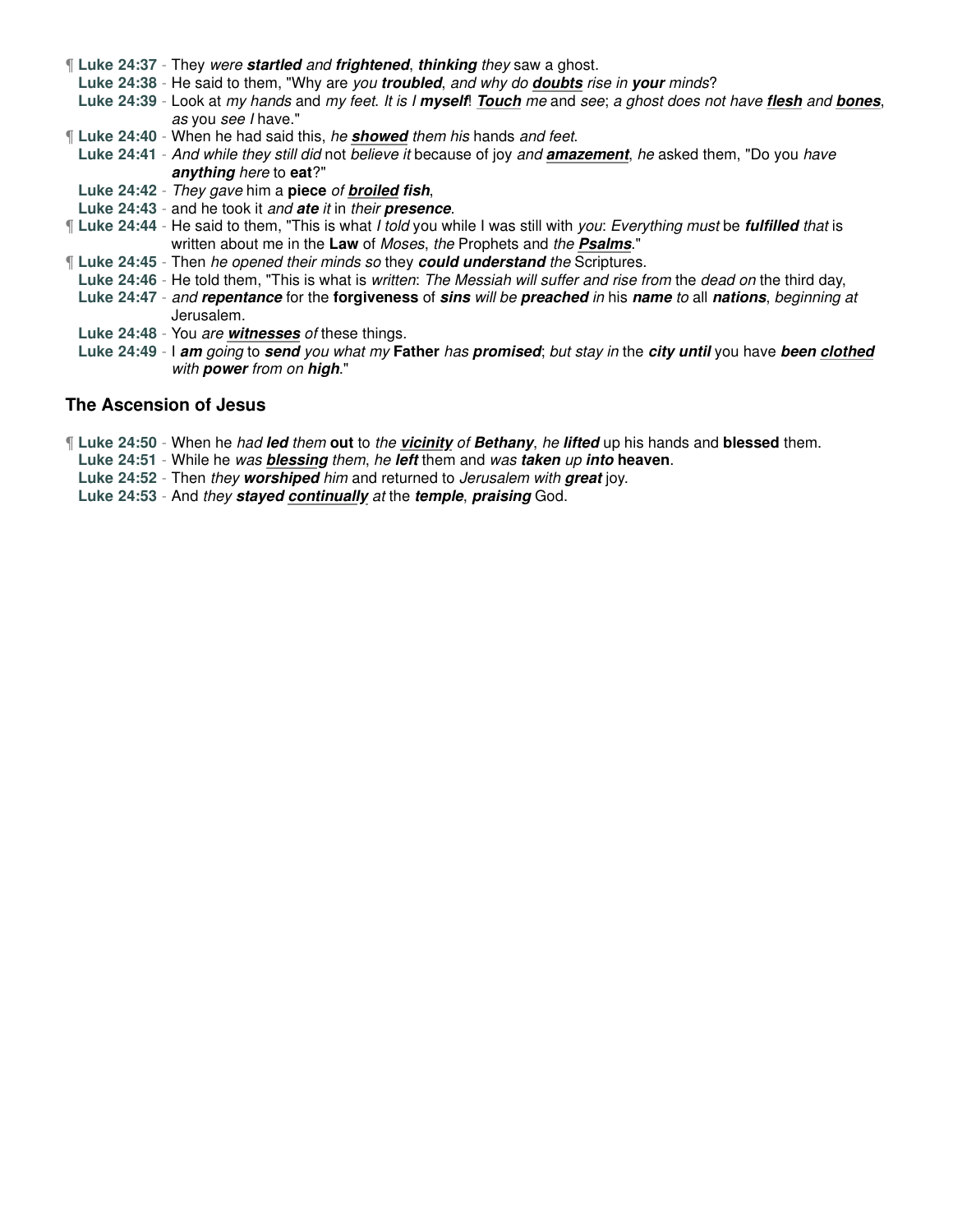¶ **Luke 24:37** - They *were* ***startled*** *and* ***frightened***, ***thinking*** *they* saw a ghost.
**Luke 24:38** - He said to them, "Why are *you* ***troubled***, *and why do* ***doubts*** *rise in* ***your*** *minds*?
**Luke 24:39** - Look at *my hands* and *my feet*. *It is I* ***myself***! ***Touch*** *me* and *see*; *a ghost does not have* ***flesh*** *and* ***bones***, *as* you *see I* have."
¶ **Luke 24:40** - When he had said this, *he* ***showed*** *them his* hands *and feet*.
**Luke 24:41** - *And while they still did* not *believe it* because of joy *and* ***amazement***, *he* asked them, "Do you *have* ***anything*** *here* to **eat**?"
**Luke 24:42** - *They gave* him a **piece** *of* ***broiled fish***,
**Luke 24:43** - and he took it *and* ***ate*** *it* in *their* ***presence***.
¶ **Luke 24:44** - He said to them, "This is what *I told* you while I was still with *you*: *Everything must* be ***fulfilled*** *that* is written about me in the **Law** of *Moses*, *the* Prophets and *the* ***Psalms***."
¶ **Luke 24:45** - Then *he opened their minds so* they ***could understand*** *the* Scriptures.
**Luke 24:46** - He told them, "This is what is *written*: *The Messiah will suffer and rise from* the *dead on* the third day,
**Luke 24:47** - *and* ***repentance*** for the **forgiveness** of ***sins*** *will be* ***preached*** *in* his ***name*** *to* all ***nations***, *beginning at* Jerusalem.
**Luke 24:48** - You *are* ***witnesses*** *of* these things.
**Luke 24:49** - I ***am*** *going* to ***send*** *you what my* **Father** *has* ***promised***; *but stay in* the ***city until*** you have ***been clothed*** *with* ***power*** *from on* ***high***."

## The Ascension of Jesus

¶ **Luke 24:50** - When he *had* ***led*** *them* **out** to *the* ***vicinity*** *of* ***Bethany***, *he* ***lifted*** up his hands and **blessed** them.
**Luke 24:51** - While he *was* ***blessing*** *them*, *he* ***left*** them and *was* ***taken*** *up* ***into*** **heaven**.
**Luke 24:52** - Then *they* ***worshiped*** *him* and returned to *Jerusalem with* ***great*** joy.
**Luke 24:53** - And *they* ***stayed continually*** *at* the ***temple***, ***praising*** God.